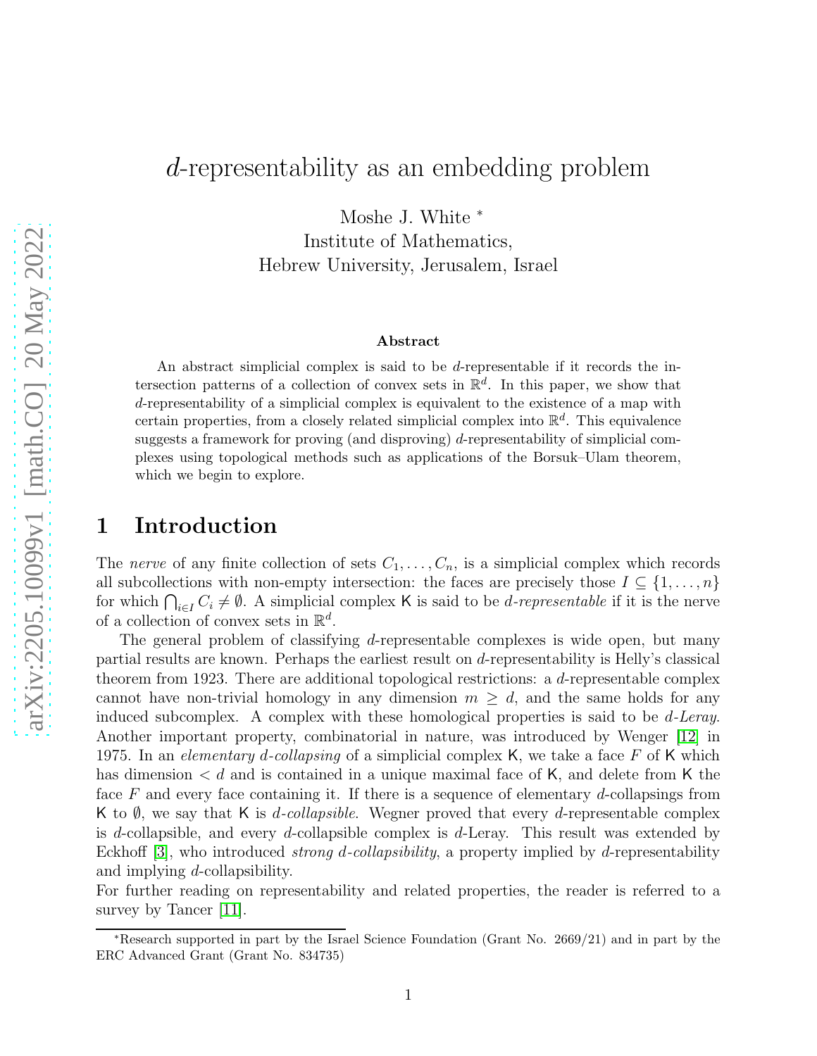# $d$-representability as an embedding problem

Moshe J. White [*]
Institute of Mathematics,
Hebrew University, Jerusalem, Israel

### Abstract

An abstract simplicial complex is said to be $d$-representable if it records the intersection patterns of a collection of convex sets in $\mathbb{R}^d$. In this paper, we show that $d$-representability of a simplicial complex is equivalent to the existence of a map with certain properties, from a closely related simplicial complex into $\mathbb{R}^d$. This equivalence suggests a framework for proving (and disproving) $d$-representability of simplicial complexes using topological methods such as applications of the Borsuk–Ulam theorem, which we begin to explore.

## 1 Introduction

The *nerve* of any finite collection of sets $C_1, \ldots, C_n$, is a simplicial complex which records all subcollections with non-empty intersection: the faces are precisely those $I \subseteq \{1, \ldots, n\}$ for which $\bigcap_{i \in I} C_i \neq \emptyset$. A simplicial complex $\mathsf{K}$ is said to be *$d$-representable* if it is the nerve of a collection of convex sets in $\mathbb{R}^d$.

The general problem of classifying $d$-representable complexes is wide open, but many partial results are known. Perhaps the earliest result on $d$-representability is Helly's classical theorem from 1923. There are additional topological restrictions: a $d$-representable complex cannot have non-trivial homology in any dimension $m \geq d$, and the same holds for any induced subcomplex. A complex with these homological properties is said to be *$d$-Leray*. Another important property, combinatorial in nature, was introduced by Wenger [12] in 1975. In an *elementary $d$-collapsing* of a simplicial complex $\mathsf{K}$, we take a face $F$ of $\mathsf{K}$ which has dimension $< d$ and is contained in a unique maximal face of $\mathsf{K}$, and delete from $\mathsf{K}$ the face $F$ and every face containing it. If there is a sequence of elementary $d$-collapsings from $\mathsf{K}$ to $\emptyset$, we say that $\mathsf{K}$ is *$d$-collapsible*. Wegner proved that every $d$-representable complex is $d$-collapsible, and every $d$-collapsible complex is $d$-Leray. This result was extended by Eckhoff [3], who introduced *strong $d$-collapsibility*, a property implied by $d$-representability and implying $d$-collapsibility.

For further reading on representability and related properties, the reader is referred to a survey by Tancer [11].

[*] Research supported in part by the Israel Science Foundation (Grant No. 2669/21) and in part by the ERC Advanced Grant (Grant No. 834735)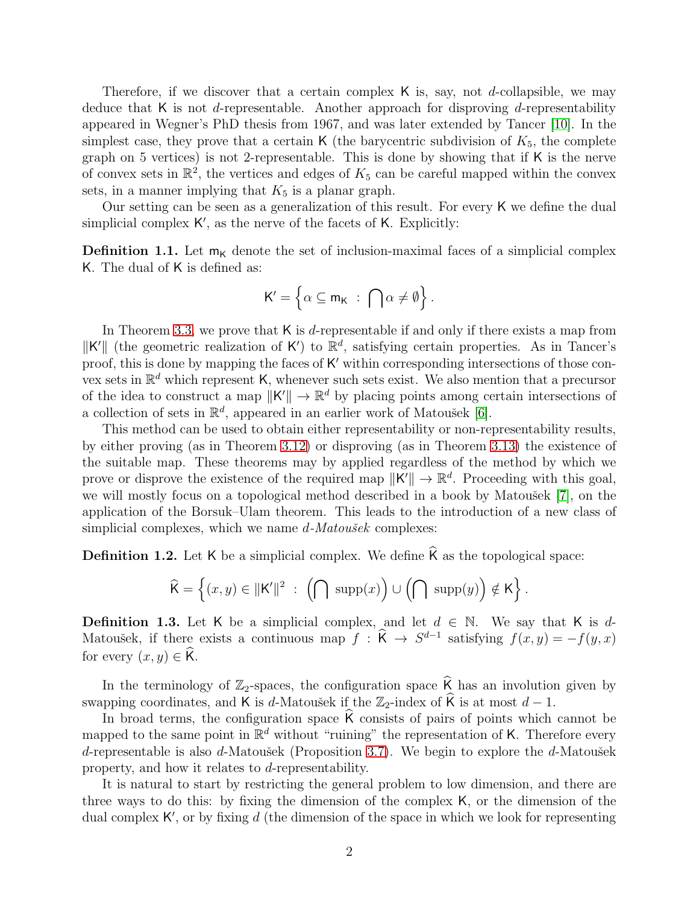Therefore, if we discover that a certain complex $\mathsf{K}$ is, say, not $d$-collapsible, we may deduce that $\mathsf{K}$ is not $d$-representable. Another approach for disproving $d$-representability appeared in Wegner's PhD thesis from 1967, and was later extended by Tancer [10]. In the simplest case, they prove that a certain $\mathsf{K}$ (the barycentric subdivision of $K_5$, the complete graph on 5 vertices) is not 2-representable. This is done by showing that if $\mathsf{K}$ is the nerve of convex sets in $\mathbb{R}^2$, the vertices and edges of $K_5$ can be careful mapped within the convex sets, in a manner implying that $K_5$ is a planar graph.

Our setting can be seen as a generalization of this result. For every $\mathsf{K}$ we define the dual simplicial complex $\mathsf{K}'$, as the nerve of the facets of $\mathsf{K}$. Explicitly:

**Definition 1.1.** Let $\mathsf{m}_{\mathsf{K}}$ denote the set of inclusion-maximal faces of a simplicial complex $\mathsf{K}$. The dual of $\mathsf{K}$ is defined as:

$$\mathsf{K}' = \left\{ \alpha \subseteq \mathsf{m}_{\mathsf{K}} \;:\; \bigcap \alpha \neq \emptyset \right\}.$$

In Theorem 3.3, we prove that $\mathsf{K}$ is $d$-representable if and only if there exists a map from $\|\mathsf{K}'\|$ (the geometric realization of $\mathsf{K}'$) to $\mathbb{R}^d$, satisfying certain properties. As in Tancer's proof, this is done by mapping the faces of $\mathsf{K}'$ within corresponding intersections of those convex sets in $\mathbb{R}^d$ which represent $\mathsf{K}$, whenever such sets exist. We also mention that a precursor of the idea to construct a map $\|\mathsf{K}'\| \to \mathbb{R}^d$ by placing points among certain intersections of a collection of sets in $\mathbb{R}^d$, appeared in an earlier work of Matoušek [6].

This method can be used to obtain either representability or non-representability results, by either proving (as in Theorem 3.12) or disproving (as in Theorem 3.13) the existence of the suitable map. These theorems may by applied regardless of the method by which we prove or disprove the existence of the required map $\|\mathsf{K}'\| \to \mathbb{R}^d$. Proceeding with this goal, we will mostly focus on a topological method described in a book by Matoušek [7], on the application of the Borsuk–Ulam theorem. This leads to the introduction of a new class of simplicial complexes, which we name *$d$-Matoušek* complexes:

**Definition 1.2.** Let $\mathsf{K}$ be a simplicial complex. We define $\widehat{\mathsf{K}}$ as the topological space:

$$\widehat{\mathsf{K}} = \left\{ (x, y) \in \|\mathsf{K}'\|^2 \;:\; \left(\bigcap \operatorname{supp}(x)\right) \cup \left(\bigcap \operatorname{supp}(y)\right) \notin \mathsf{K} \right\}.$$

**Definition 1.3.** Let $\mathsf{K}$ be a simplicial complex, and let $d \in \mathbb{N}$. We say that $\mathsf{K}$ is $d$-Matoušek, if there exists a continuous map $f : \widehat{\mathsf{K}} \to S^{d-1}$ satisfying $f(x, y) = -f(y, x)$ for every $(x, y) \in \widehat{\mathsf{K}}$.

In the terminology of $\mathbb{Z}_2$-spaces, the configuration space $\widehat{\mathsf{K}}$ has an involution given by swapping coordinates, and $\mathsf{K}$ is $d$-Matoušek if the $\mathbb{Z}_2$-index of $\widehat{\mathsf{K}}$ is at most $d-1$.

In broad terms, the configuration space $\widehat{\mathsf{K}}$ consists of pairs of points which cannot be mapped to the same point in $\mathbb{R}^d$ without "ruining" the representation of $\mathsf{K}$. Therefore every $d$-representable is also $d$-Matoušek (Proposition 3.7). We begin to explore the $d$-Matoušek property, and how it relates to $d$-representability.

It is natural to start by restricting the general problem to low dimension, and there are three ways to do this: by fixing the dimension of the complex $\mathsf{K}$, or the dimension of the dual complex $\mathsf{K}'$, or by fixing $d$ (the dimension of the space in which we look for representing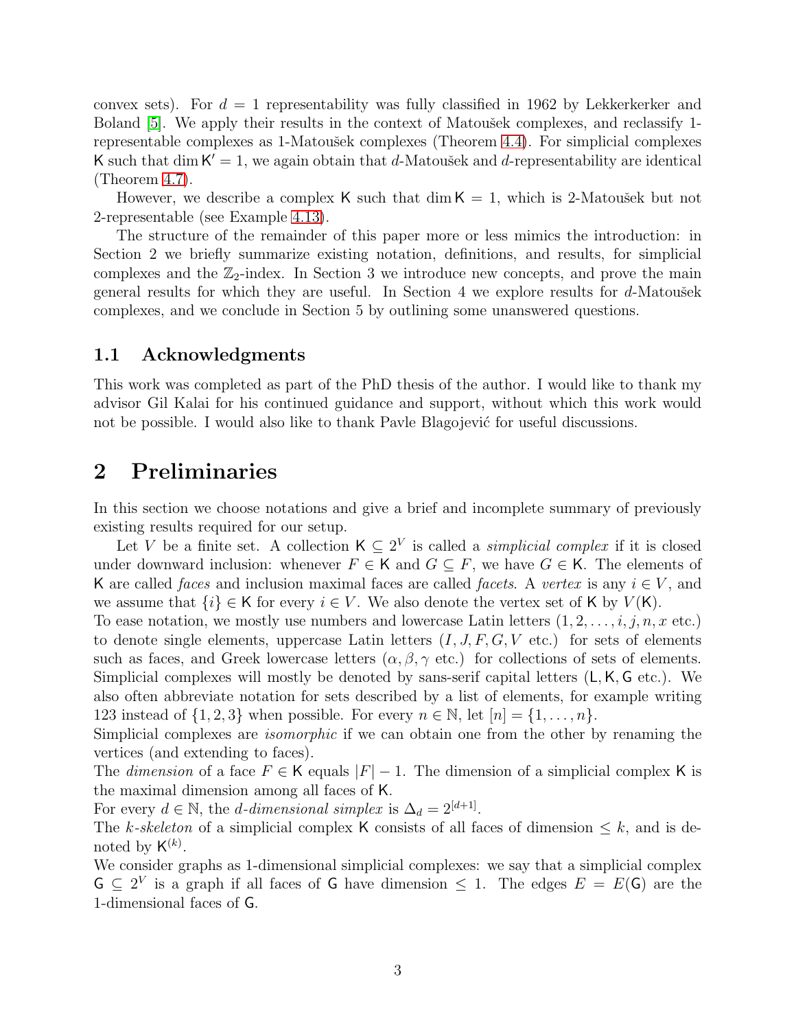convex sets). For $d = 1$ representability was fully classified in 1962 by Lekkerkerker and Boland [5]. We apply their results in the context of Matoušek complexes, and reclassify 1-representable complexes as 1-Matoušek complexes (Theorem 4.4). For simplicial complexes $\mathsf{K}$ such that $\dim \mathsf{K}' = 1$, we again obtain that $d$-Matoušek and $d$-representability are identical (Theorem 4.7).

However, we describe a complex $\mathsf{K}$ such that $\dim \mathsf{K} = 1$, which is 2-Matoušek but not 2-representable (see Example 4.13).

The structure of the remainder of this paper more or less mimics the introduction: in Section 2 we briefly summarize existing notation, definitions, and results, for simplicial complexes and the $\mathbb{Z}_2$-index. In Section 3 we introduce new concepts, and prove the main general results for which they are useful. In Section 4 we explore results for $d$-Matoušek complexes, and we conclude in Section 5 by outlining some unanswered questions.

## 1.1 Acknowledgments

This work was completed as part of the PhD thesis of the author. I would like to thank my advisor Gil Kalai for his continued guidance and support, without which this work would not be possible. I would also like to thank Pavle Blagojević for useful discussions.

# 2 Preliminaries

In this section we choose notations and give a brief and incomplete summary of previously existing results required for our setup.

Let $V$ be a finite set. A collection $\mathsf{K} \subseteq 2^V$ is called a *simplicial complex* if it is closed under downward inclusion: whenever $F \in \mathsf{K}$ and $G \subseteq F$, we have $G \in \mathsf{K}$. The elements of $\mathsf{K}$ are called *faces* and inclusion maximal faces are called *facets*. A *vertex* is any $i \in V$, and we assume that $\{i\} \in \mathsf{K}$ for every $i \in V$. We also denote the vertex set of $\mathsf{K}$ by $V(\mathsf{K})$.
To ease notation, we mostly use numbers and lowercase Latin letters $(1, 2, \ldots, i, j, n, x$ etc.$)$ to denote single elements, uppercase Latin letters $(I, J, F, G, V$ etc.$)$ for sets of elements such as faces, and Greek lowercase letters $(\alpha, \beta, \gamma$ etc.$)$ for collections of sets of elements. Simplicial complexes will mostly be denoted by sans-serif capital letters $(\mathsf{L}, \mathsf{K}, \mathsf{G}$ etc.$)$. We also often abbreviate notation for sets described by a list of elements, for example writing 123 instead of $\{1, 2, 3\}$ when possible. For every $n \in \mathbb{N}$, let $[n] = \{1, \ldots, n\}$.
Simplicial complexes are *isomorphic* if we can obtain one from the other by renaming the vertices (and extending to faces).
The *dimension* of a face $F \in \mathsf{K}$ equals $|F| - 1$. The dimension of a simplicial complex $\mathsf{K}$ is the maximal dimension among all faces of $\mathsf{K}$.
For every $d \in \mathbb{N}$, the *$d$-dimensional simplex* is $\Delta_d = 2^{[d+1]}$.
The *$k$-skeleton* of a simplicial complex $\mathsf{K}$ consists of all faces of dimension $\leq k$, and is denoted by $\mathsf{K}^{(k)}$.
We consider graphs as 1-dimensional simplicial complexes: we say that a simplicial complex $\mathsf{G} \subseteq 2^V$ is a graph if all faces of $\mathsf{G}$ have dimension $\leq 1$. The edges $E = E(\mathsf{G})$ are the 1-dimensional faces of $\mathsf{G}$.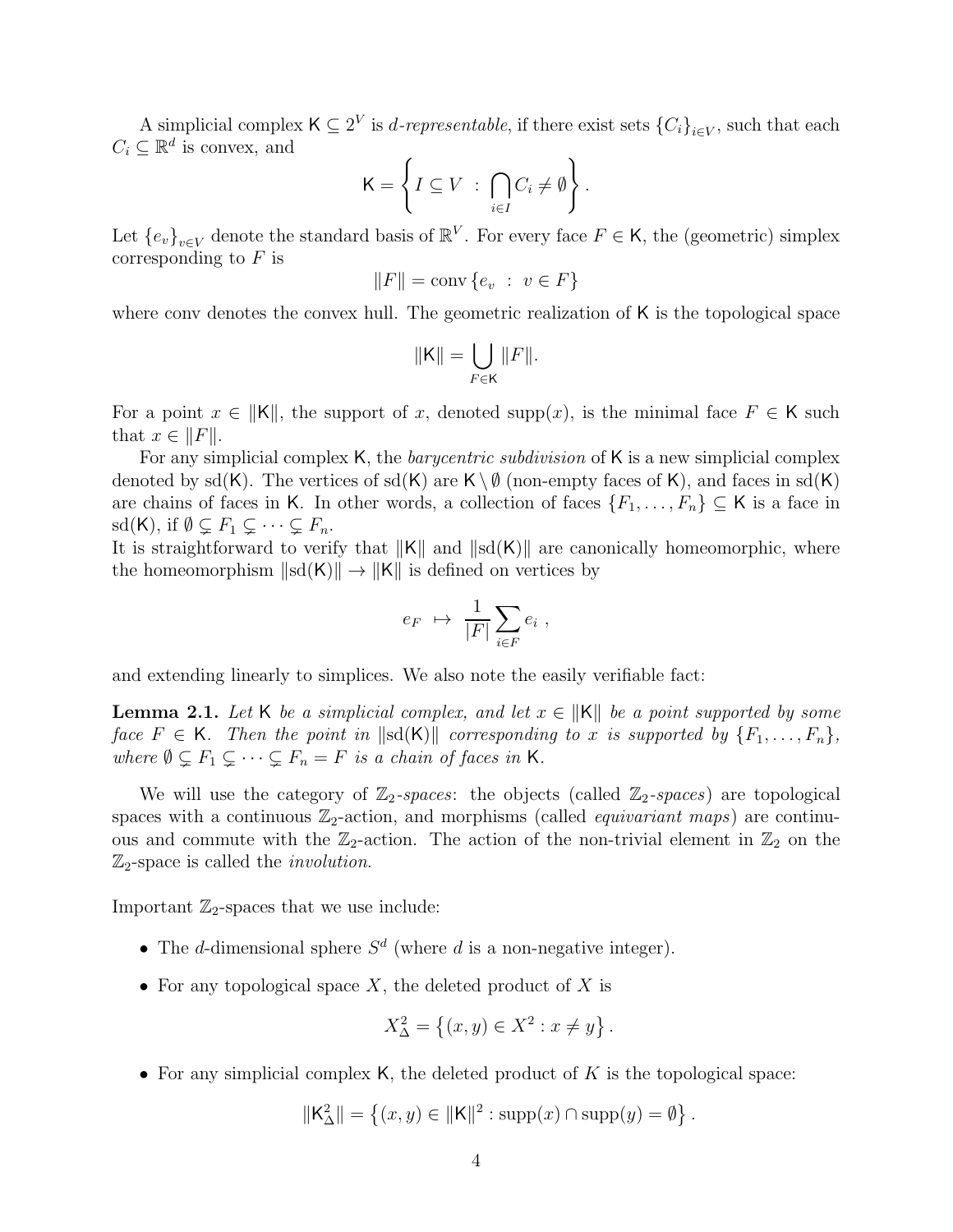A simplicial complex $\mathsf{K} \subseteq 2^V$ is *d-representable*, if there exist sets $\{C_i\}_{i \in V}$, such that each $C_i \subseteq \mathbb{R}^d$ is convex, and

$$\mathsf{K} = \left\{ I \subseteq V \ : \ \bigcap_{i \in I} C_i \neq \emptyset \right\}.$$

Let $\{e_v\}_{v \in V}$ denote the standard basis of $\mathbb{R}^V$. For every face $F \in \mathsf{K}$, the (geometric) simplex corresponding to $F$ is

$$\|F\| = \operatorname{conv}\{e_v \ : \ v \in F\}$$

where conv denotes the convex hull. The geometric realization of $\mathsf{K}$ is the topological space

$$\|\mathsf{K}\| = \bigcup_{F \in \mathsf{K}} \|F\|.$$

For a point $x \in \|\mathsf{K}\|$, the support of $x$, denoted $\operatorname{supp}(x)$, is the minimal face $F \in \mathsf{K}$ such that $x \in \|F\|$.

For any simplicial complex $\mathsf{K}$, the *barycentric subdivision* of $\mathsf{K}$ is a new simplicial complex denoted by $\operatorname{sd}(\mathsf{K})$. The vertices of $\operatorname{sd}(\mathsf{K})$ are $\mathsf{K} \setminus \emptyset$ (non-empty faces of $\mathsf{K}$), and faces in $\operatorname{sd}(\mathsf{K})$ are chains of faces in $\mathsf{K}$. In other words, a collection of faces $\{F_1, \ldots, F_n\} \subseteq \mathsf{K}$ is a face in $\operatorname{sd}(\mathsf{K})$, if $\emptyset \subsetneq F_1 \subsetneq \cdots \subsetneq F_n$.
It is straightforward to verify that $\|\mathsf{K}\|$ and $\|\operatorname{sd}(\mathsf{K})\|$ are canonically homeomorphic, where the homeomorphism $\|\operatorname{sd}(\mathsf{K})\| \to \|\mathsf{K}\|$ is defined on vertices by

$$e_F \ \mapsto \ \frac{1}{|F|} \sum_{i \in F} e_i \ ,$$

and extending linearly to simplices. We also note the easily verifiable fact:

**Lemma 2.1.** *Let $\mathsf{K}$ be a simplicial complex, and let $x \in \|\mathsf{K}\|$ be a point supported by some face $F \in \mathsf{K}$. Then the point in $\|\operatorname{sd}(\mathsf{K})\|$ corresponding to $x$ is supported by $\{F_1, \ldots, F_n\}$, where $\emptyset \subsetneq F_1 \subsetneq \cdots \subsetneq F_n = F$ is a chain of faces in $\mathsf{K}$.*

We will use the category of $\mathbb{Z}_2$*-spaces*: the objects (called $\mathbb{Z}_2$*-spaces*) are topological spaces with a continuous $\mathbb{Z}_2$-action, and morphisms (called *equivariant maps*) are continuous and commute with the $\mathbb{Z}_2$-action. The action of the non-trivial element in $\mathbb{Z}_2$ on the $\mathbb{Z}_2$-space is called the *involution*.

Important $\mathbb{Z}_2$-spaces that we use include:

- The $d$-dimensional sphere $S^d$ (where $d$ is a non-negative integer).
- For any topological space $X$, the deleted product of $X$ is

$$X^2_\Delta = \left\{ (x, y) \in X^2 : x \neq y \right\}.$$

- For any simplicial complex $\mathsf{K}$, the deleted product of $K$ is the topological space:

$$\|\mathsf{K}^2_\Delta\| = \left\{ (x, y) \in \|\mathsf{K}\|^2 : \operatorname{supp}(x) \cap \operatorname{supp}(y) = \emptyset \right\}.$$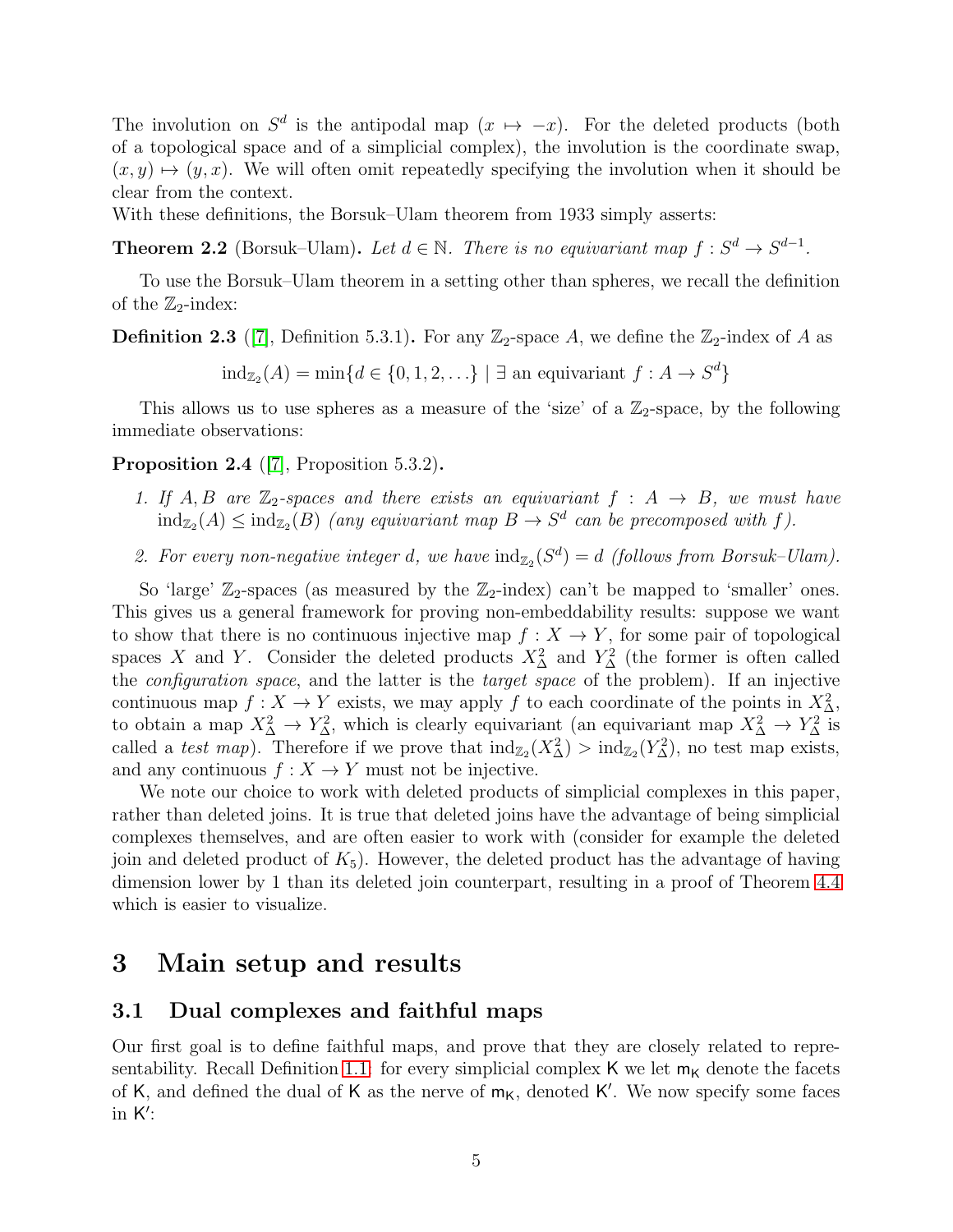The involution on $S^d$ is the antipodal map ($x \mapsto -x$). For the deleted products (both of a topological space and of a simplicial complex), the involution is the coordinate swap, $(x, y) \mapsto (y, x)$. We will often omit repeatedly specifying the involution when it should be clear from the context.
With these definitions, the Borsuk–Ulam theorem from 1933 simply asserts:

**Theorem 2.2** (Borsuk–Ulam)**.** *Let $d \in \mathbb{N}$. There is no equivariant map $f : S^d \to S^{d-1}$.*

To use the Borsuk–Ulam theorem in a setting other than spheres, we recall the definition of the $\mathbb{Z}_2$-index:

**Definition 2.3** ([7], Definition 5.3.1)**.** For any $\mathbb{Z}_2$-space $A$, we define the $\mathbb{Z}_2$-index of $A$ as

$$\mathrm{ind}_{\mathbb{Z}_2}(A) = \min\{d \in \{0, 1, 2, \ldots\} \mid \exists \text{ an equivariant } f : A \to S^d\}$$

This allows us to use spheres as a measure of the 'size' of a $\mathbb{Z}_2$-space, by the following immediate observations:

**Proposition 2.4** ([7], Proposition 5.3.2)**.**

1. *If $A, B$ are $\mathbb{Z}_2$-spaces and there exists an equivariant $f : A \to B$, we must have $\mathrm{ind}_{\mathbb{Z}_2}(A) \le \mathrm{ind}_{\mathbb{Z}_2}(B)$ (any equivariant map $B \to S^d$ can be precomposed with $f$).*
2. *For every non-negative integer $d$, we have $\mathrm{ind}_{\mathbb{Z}_2}(S^d) = d$ (follows from Borsuk–Ulam).*

So 'large' $\mathbb{Z}_2$-spaces (as measured by the $\mathbb{Z}_2$-index) can't be mapped to 'smaller' ones. This gives us a general framework for proving non-embeddability results: suppose we want to show that there is no continuous injective map $f : X \to Y$, for some pair of topological spaces $X$ and $Y$. Consider the deleted products $X^2_\Delta$ and $Y^2_\Delta$ (the former is often called the *configuration space*, and the latter is the *target space* of the problem). If an injective continuous map $f : X \to Y$ exists, we may apply $f$ to each coordinate of the points in $X^2_\Delta$, to obtain a map $X^2_\Delta \to Y^2_\Delta$, which is clearly equivariant (an equivariant map $X^2_\Delta \to Y^2_\Delta$ is called a *test map*). Therefore if we prove that $\mathrm{ind}_{\mathbb{Z}_2}(X^2_\Delta) > \mathrm{ind}_{\mathbb{Z}_2}(Y^2_\Delta)$, no test map exists, and any continuous $f : X \to Y$ must not be injective.

We note our choice to work with deleted products of simplicial complexes in this paper, rather than deleted joins. It is true that deleted joins have the advantage of being simplicial complexes themselves, and are often easier to work with (consider for example the deleted join and deleted product of $K_5$). However, the deleted product has the advantage of having dimension lower by 1 than its deleted join counterpart, resulting in a proof of Theorem 4.4 which is easier to visualize.

# 3 Main setup and results

## 3.1 Dual complexes and faithful maps

Our first goal is to define faithful maps, and prove that they are closely related to representability. Recall Definition 1.1: for every simplicial complex $\mathsf{K}$ we let $\mathsf{m}_\mathsf{K}$ denote the facets of $\mathsf{K}$, and defined the dual of $\mathsf{K}$ as the nerve of $\mathsf{m}_\mathsf{K}$, denoted $\mathsf{K}'$. We now specify some faces in $\mathsf{K}'$: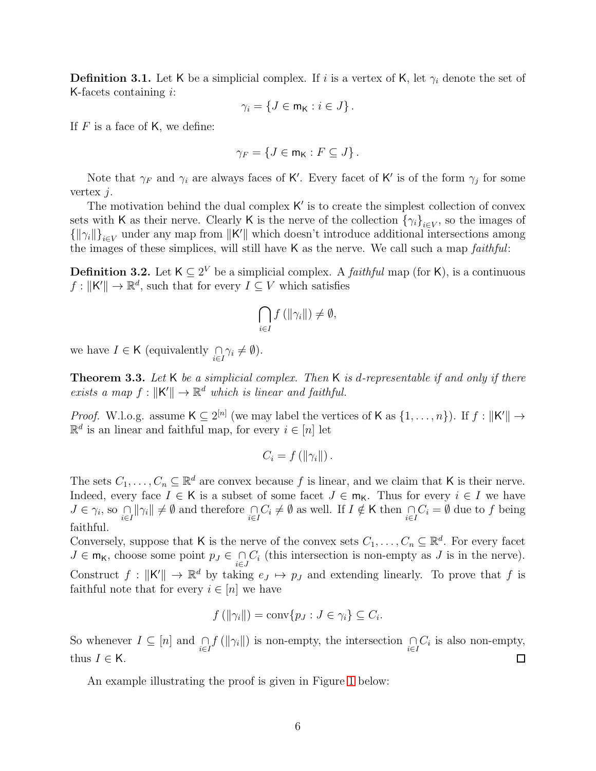**Definition 3.1.** Let $\mathsf{K}$ be a simplicial complex. If $i$ is a vertex of $\mathsf{K}$, let $\gamma_i$ denote the set of $\mathsf{K}$-facets containing $i$:

$$\gamma_i = \{J \in \mathsf{m}_{\mathsf{K}} : i \in J\}.$$

If $F$ is a face of $\mathsf{K}$, we define:

$$\gamma_F = \{J \in \mathsf{m}_{\mathsf{K}} : F \subseteq J\}.$$

Note that $\gamma_F$ and $\gamma_i$ are always faces of $\mathsf{K}'$. Every facet of $\mathsf{K}'$ is of the form $\gamma_j$ for some vertex $j$.

The motivation behind the dual complex $\mathsf{K}'$ is to create the simplest collection of convex sets with $\mathsf{K}$ as their nerve. Clearly $\mathsf{K}$ is the nerve of the collection $\{\gamma_i\}_{i \in V}$, so the images of $\{\|\gamma_i\|\}_{i \in V}$ under any map from $\|\mathsf{K}'\|$ which doesn't introduce additional intersections among the images of these simplices, will still have $\mathsf{K}$ as the nerve. We call such a map *faithful*:

**Definition 3.2.** Let $\mathsf{K} \subseteq 2^V$ be a simplicial complex. A *faithful* map (for $\mathsf{K}$), is a continuous $f : \|\mathsf{K}'\| \to \mathbb{R}^d$, such that for every $I \subseteq V$ which satisfies

$$\bigcap_{i \in I} f\left(\|\gamma_i\|\right) \neq \emptyset,$$

we have $I \in \mathsf{K}$ (equivalently $\bigcap_{i \in I} \gamma_i \neq \emptyset$).

**Theorem 3.3.** *Let $\mathsf{K}$ be a simplicial complex. Then $\mathsf{K}$ is $d$-representable if and only if there exists a map $f : \|\mathsf{K}'\| \to \mathbb{R}^d$ which is linear and faithful.*

*Proof.* W.l.o.g. assume $\mathsf{K} \subseteq 2^{[n]}$ (we may label the vertices of $\mathsf{K}$ as $\{1, \ldots, n\}$). If $f : \|\mathsf{K}'\| \to \mathbb{R}^d$ is an linear and faithful map, for every $i \in [n]$ let

$$C_i = f\left(\|\gamma_i\|\right).$$

The sets $C_1, \ldots, C_n \subseteq \mathbb{R}^d$ are convex because $f$ is linear, and we claim that $\mathsf{K}$ is their nerve. Indeed, every face $I \in \mathsf{K}$ is a subset of some facet $J \in \mathsf{m}_{\mathsf{K}}$. Thus for every $i \in I$ we have $J \in \gamma_i$, so $\bigcap_{i \in I} \|\gamma_i\| \neq \emptyset$ and therefore $\bigcap_{i \in I} C_i \neq \emptyset$ as well. If $I \notin \mathsf{K}$ then $\bigcap_{i \in I} C_i = \emptyset$ due to $f$ being faithful.

Conversely, suppose that $\mathsf{K}$ is the nerve of the convex sets $C_1, \ldots, C_n \subseteq \mathbb{R}^d$. For every facet $J \in \mathsf{m}_{\mathsf{K}}$, choose some point $p_J \in \bigcap_{i \in J} C_i$ (this intersection is non-empty as $J$ is in the nerve). Construct $f : \|\mathsf{K}'\| \to \mathbb{R}^d$ by taking $e_J \mapsto p_J$ and extending linearly. To prove that $f$ is faithful note that for every $i \in [n]$ we have

$$f\left(\|\gamma_i\|\right) = \operatorname{conv}\{p_J : J \in \gamma_i\} \subseteq C_i.$$

So whenever $I \subseteq [n]$ and $\bigcap_{i \in I} f\left(\|\gamma_i\|\right)$ is non-empty, the intersection $\bigcap_{i \in I} C_i$ is also non-empty, thus $I \in \mathsf{K}$. $\square$

An example illustrating the proof is given in Figure 1 below: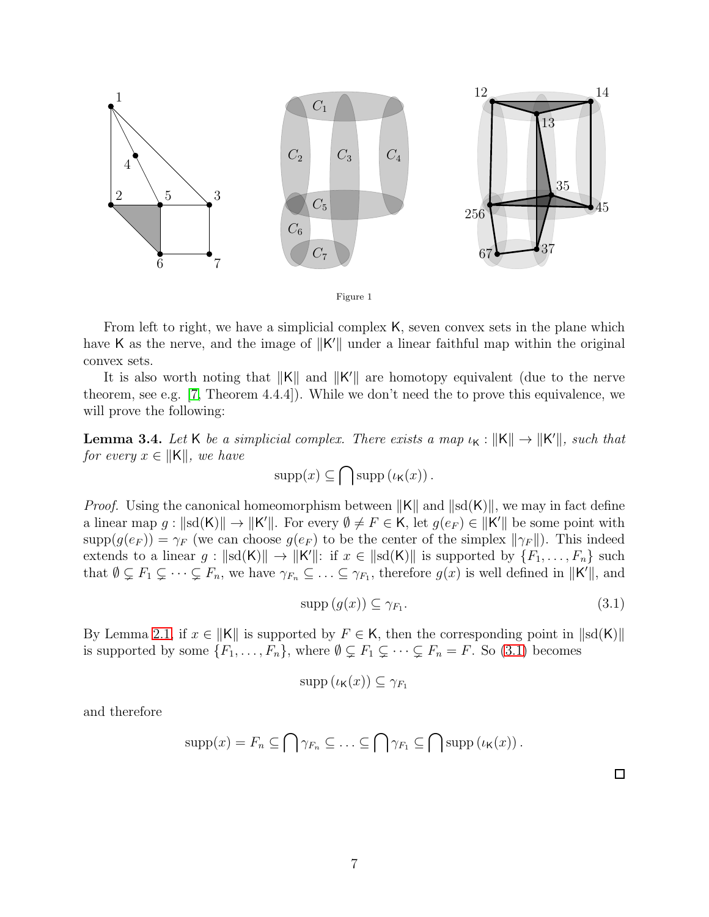Figure 1

From left to right, we have a simplicial complex $\mathsf{K}$, seven convex sets in the plane which have $\mathsf{K}$ as the nerve, and the image of $\|\mathsf{K}'\|$ under a linear faithful map within the original convex sets.

It is also worth noting that $\|\mathsf{K}\|$ and $\|\mathsf{K}'\|$ are homotopy equivalent (due to the nerve theorem, see e.g. [7, Theorem 4.4.4]). While we don't need the to prove this equivalence, we will prove the following:

**Lemma 3.4.** *Let $\mathsf{K}$ be a simplicial complex. There exists a map $\iota_{\mathsf{K}} : \|\mathsf{K}\| \to \|\mathsf{K}'\|$, such that for every $x \in \|\mathsf{K}\|$, we have*

$$\operatorname{supp}(x) \subseteq \bigcap \operatorname{supp}\left(\iota_{\mathsf{K}}(x)\right).$$

*Proof.* Using the canonical homeomorphism between $\|\mathsf{K}\|$ and $\|\mathrm{sd}(\mathsf{K})\|$, we may in fact define a linear map $g : \|\mathrm{sd}(\mathsf{K})\| \to \|\mathsf{K}'\|$. For every $\emptyset \neq F \in \mathsf{K}$, let $g(e_F) \in \|\mathsf{K}'\|$ be some point with $\operatorname{supp}(g(e_F)) = \gamma_F$ (we can choose $g(e_F)$ to be the center of the simplex $\|\gamma_F\|$). This indeed extends to a linear $g : \|\mathrm{sd}(\mathsf{K})\| \to \|\mathsf{K}'\|$: if $x \in \|\mathrm{sd}(\mathsf{K})\|$ is supported by $\{F_1, \ldots, F_n\}$ such that $\emptyset \subsetneq F_1 \subsetneq \cdots \subsetneq F_n$, we have $\gamma_{F_n} \subseteq \ldots \subseteq \gamma_{F_1}$, therefore $g(x)$ is well defined in $\|\mathsf{K}'\|$, and

$$\operatorname{supp}\left(g(x)\right) \subseteq \gamma_{F_1}. \tag{3.1}$$

By Lemma 2.1, if $x \in \|\mathsf{K}\|$ is supported by $F \in \mathsf{K}$, then the corresponding point in $\|\mathrm{sd}(\mathsf{K})\|$ is supported by some $\{F_1, \ldots, F_n\}$, where $\emptyset \subsetneq F_1 \subsetneq \cdots \subsetneq F_n = F$. So (3.1) becomes

$$\operatorname{supp}\left(\iota_{\mathsf{K}}(x)\right) \subseteq \gamma_{F_1}$$

and therefore

$$\operatorname{supp}(x) = F_n \subseteq \bigcap \gamma_{F_n} \subseteq \ldots \subseteq \bigcap \gamma_{F_1} \subseteq \bigcap \operatorname{supp}\left(\iota_{\mathsf{K}}(x)\right).$$

$\square$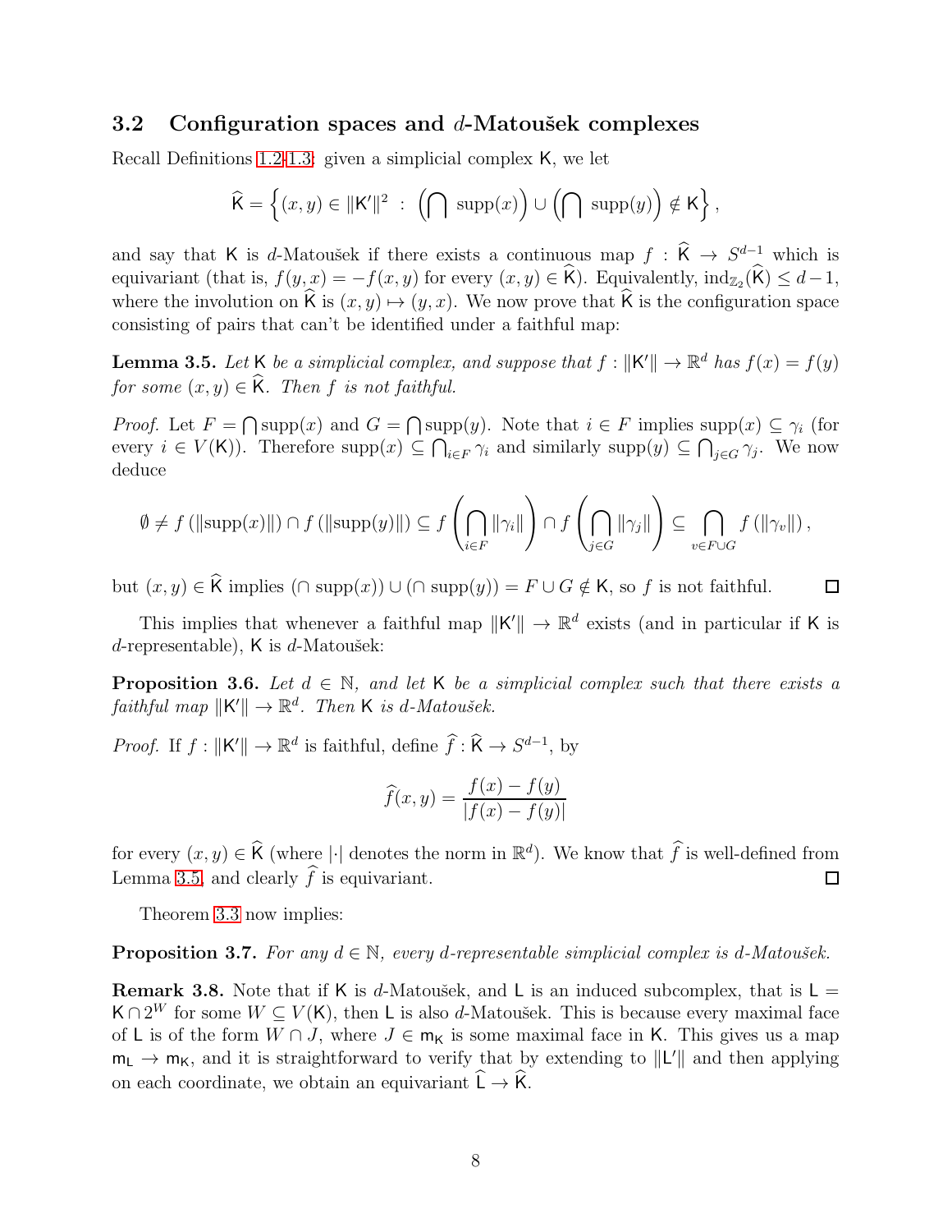### 3.2 Configuration spaces and $d$-Matoušek complexes

Recall Definitions 1.2–1.3: given a simplicial complex $\mathsf{K}$, we let

$$\widehat{\mathsf{K}} = \left\{ (x,y) \in \|\mathsf{K}'\|^2 \ : \ \left(\bigcap \ \mathrm{supp}(x)\right) \cup \left(\bigcap \ \mathrm{supp}(y)\right) \notin \mathsf{K} \right\},$$

and say that $\mathsf{K}$ is $d$-Matoušek if there exists a continuous map $f : \widehat{\mathsf{K}} \to S^{d-1}$ which is equivariant (that is, $f(y,x) = -f(x,y)$ for every $(x,y) \in \widehat{\mathsf{K}}$). Equivalently, $\mathrm{ind}_{\mathbb{Z}_2}(\widehat{\mathsf{K}}) \leq d-1$, where the involution on $\widehat{\mathsf{K}}$ is $(x,y) \mapsto (y,x)$. We now prove that $\widehat{\mathsf{K}}$ is the configuration space consisting of pairs that can't be identified under a faithful map:

**Lemma 3.5.** *Let $\mathsf{K}$ be a simplicial complex, and suppose that $f : \|\mathsf{K}'\| \to \mathbb{R}^d$ has $f(x) = f(y)$ for some $(x,y) \in \widehat{\mathsf{K}}$. Then $f$ is not faithful.*

*Proof.* Let $F = \bigcap \mathrm{supp}(x)$ and $G = \bigcap \mathrm{supp}(y)$. Note that $i \in F$ implies $\mathrm{supp}(x) \subseteq \gamma_i$ (for every $i \in V(\mathsf{K})$). Therefore $\mathrm{supp}(x) \subseteq \bigcap_{i \in F} \gamma_i$ and similarly $\mathrm{supp}(y) \subseteq \bigcap_{j \in G} \gamma_j$. We now deduce

$$\emptyset \neq f\left(\|\mathrm{supp}(x)\|\right) \cap f\left(\|\mathrm{supp}(y)\|\right) \subseteq f\left(\bigcap_{i\in F} \|\gamma_i\|\right) \cap f\left(\bigcap_{j \in G} \|\gamma_j\|\right) \subseteq \bigcap_{v \in F \cup G} f\left(\|\gamma_v\|\right),$$

but $(x,y) \in \widehat{\mathsf{K}}$ implies $(\cap \ \mathrm{supp}(x)) \cup (\cap \ \mathrm{supp}(y)) = F \cup G \notin \mathsf{K}$, so $f$ is not faithful. $\square$

This implies that whenever a faithful map $\|\mathsf{K}'\| \to \mathbb{R}^d$ exists (and in particular if $\mathsf{K}$ is $d$-representable), $\mathsf{K}$ is $d$-Matoušek:

**Proposition 3.6.** *Let $d \in \mathbb{N}$, and let $\mathsf{K}$ be a simplicial complex such that there exists a faithful map $\|\mathsf{K}'\| \to \mathbb{R}^d$. Then $\mathsf{K}$ is $d$-Matoušek.*

*Proof.* If $f : \|\mathsf{K}'\| \to \mathbb{R}^d$ is faithful, define $\widehat{f} : \widehat{\mathsf{K}} \to S^{d-1}$, by

$$\widehat{f}(x,y) = \frac{f(x) - f(y)}{|f(x) - f(y)|}$$

for every $(x,y) \in \widehat{\mathsf{K}}$ (where $|\cdot|$ denotes the norm in $\mathbb{R}^d$). We know that $\widehat{f}$ is well-defined from Lemma 3.5, and clearly $\widehat{f}$ is equivariant. $\square$

Theorem 3.3 now implies:

**Proposition 3.7.** *For any $d \in \mathbb{N}$, every $d$-representable simplicial complex is $d$-Matoušek.*

**Remark 3.8.** Note that if $\mathsf{K}$ is $d$-Matoušek, and $\mathsf{L}$ is an induced subcomplex, that is $\mathsf{L} = \mathsf{K} \cap 2^W$ for some $W \subseteq V(\mathsf{K})$, then $\mathsf{L}$ is also $d$-Matoušek. This is because every maximal face of $\mathsf{L}$ is of the form $W \cap J$, where $J \in \mathsf{m}_{\mathsf{K}}$ is some maximal face in $\mathsf{K}$. This gives us a map $\mathsf{m}_{\mathsf{L}} \to \mathsf{m}_{\mathsf{K}}$, and it is straightforward to verify that by extending to $\|\mathsf{L}'\|$ and then applying on each coordinate, we obtain an equivariant $\widehat{\mathsf{L}} \to \widehat{\mathsf{K}}$.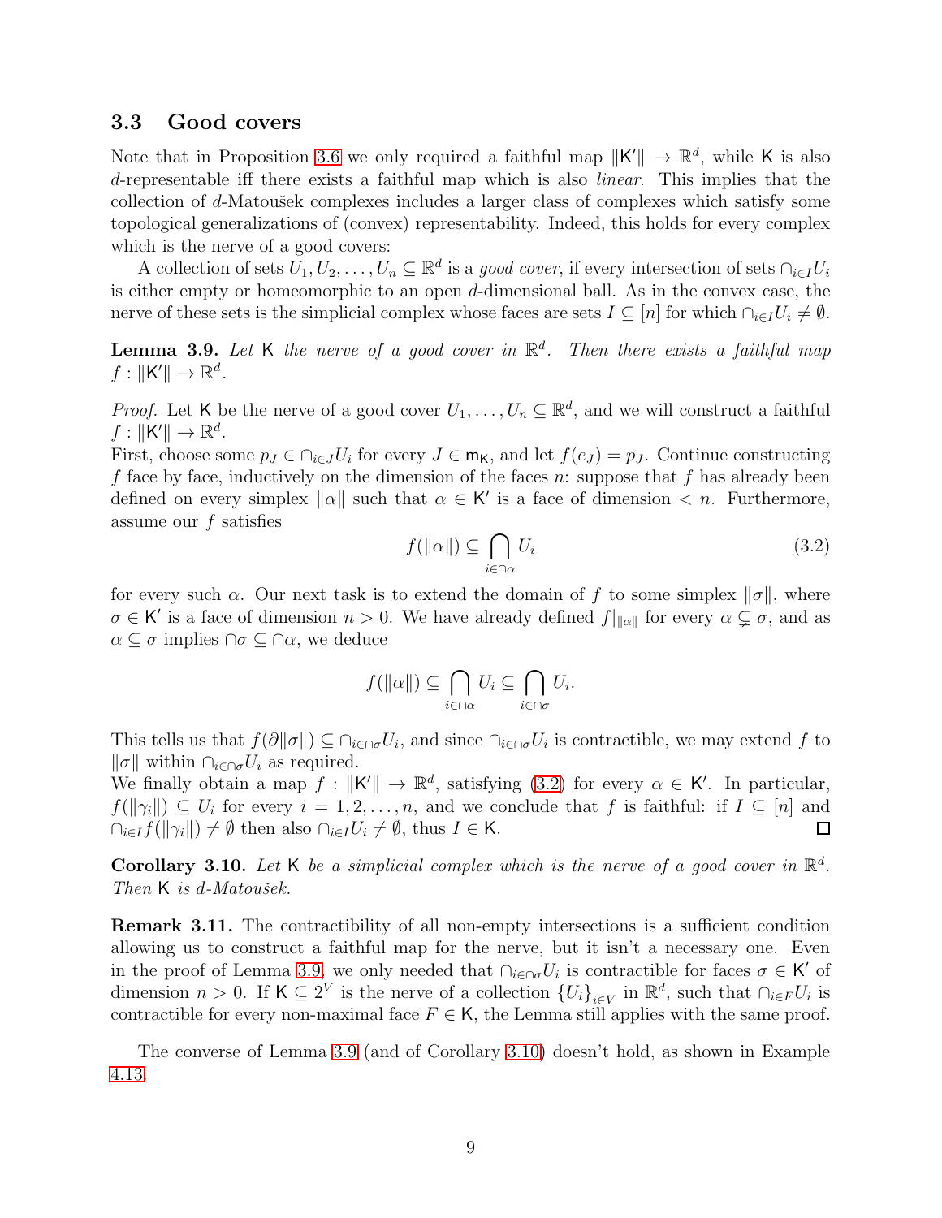### 3.3 Good covers

Note that in Proposition 3.6 we only required a faithful map $\|\mathsf{K}'\| \to \mathbb{R}^d$, while $\mathsf{K}$ is also $d$-representable iff there exists a faithful map which is also *linear*. This implies that the collection of $d$-Matoušek complexes includes a larger class of complexes which satisfy some topological generalizations of (convex) representability. Indeed, this holds for every complex which is the nerve of a good covers:

A collection of sets $U_1, U_2, \ldots, U_n \subseteq \mathbb{R}^d$ is a *good cover*, if every intersection of sets $\cap_{i\in I} U_i$ is either empty or homeomorphic to an open $d$-dimensional ball. As in the convex case, the nerve of these sets is the simplicial complex whose faces are sets $I \subseteq [n]$ for which $\cap_{i\in I} U_i \neq \emptyset$.

**Lemma 3.9.** *Let $\mathsf{K}$ the nerve of a good cover in $\mathbb{R}^d$. Then there exists a faithful map $f : \|\mathsf{K}'\| \to \mathbb{R}^d$.*

*Proof.* Let $\mathsf{K}$ be the nerve of a good cover $U_1, \ldots, U_n \subseteq \mathbb{R}^d$, and we will construct a faithful $f : \|\mathsf{K}'\| \to \mathbb{R}^d$.
First, choose some $p_J \in \cap_{i\in J} U_i$ for every $J \in \mathsf{m}_{\mathsf{K}}$, and let $f(e_J) = p_J$. Continue constructing $f$ face by face, inductively on the dimension of the faces $n$: suppose that $f$ has already been defined on every simplex $\|\alpha\|$ such that $\alpha \in \mathsf{K}'$ is a face of dimension $< n$. Furthermore, assume our $f$ satisfies

$$f(\|\alpha\|) \subseteq \bigcap_{i\in\cap\alpha} U_i \tag{3.2}$$

for every such $\alpha$. Our next task is to extend the domain of $f$ to some simplex $\|\sigma\|$, where $\sigma \in \mathsf{K}'$ is a face of dimension $n > 0$. We have already defined $f|_{\|\alpha\|}$ for every $\alpha \subsetneq \sigma$, and as $\alpha \subseteq \sigma$ implies $\cap\sigma \subseteq \cap\alpha$, we deduce

$$f(\|\alpha\|) \subseteq \bigcap_{i\in\cap\alpha} U_i \subseteq \bigcap_{i\in\cap\sigma} U_i.$$

This tells us that $f(\partial\|\sigma\|) \subseteq \cap_{i\in\cap\sigma} U_i$, and since $\cap_{i\in\cap\sigma} U_i$ is contractible, we may extend $f$ to $\|\sigma\|$ within $\cap_{i\in\cap\sigma} U_i$ as required.
We finally obtain a map $f : \|\mathsf{K}'\| \to \mathbb{R}^d$, satisfying (3.2) for every $\alpha \in \mathsf{K}'$. In particular, $f(\|\gamma_i\|) \subseteq U_i$ for every $i = 1, 2, \ldots, n$, and we conclude that $f$ is faithful: if $I \subseteq [n]$ and $\cap_{i\in I} f(\|\gamma_i\|) \neq \emptyset$ then also $\cap_{i\in I} U_i \neq \emptyset$, thus $I \in \mathsf{K}$. ◻

**Corollary 3.10.** *Let $\mathsf{K}$ be a simplicial complex which is the nerve of a good cover in $\mathbb{R}^d$. Then $\mathsf{K}$ is $d$-Matoušek.*

**Remark 3.11.** The contractibility of all non-empty intersections is a sufficient condition allowing us to construct a faithful map for the nerve, but it isn't a necessary one. Even in the proof of Lemma 3.9, we only needed that $\cap_{i\in\cap\sigma} U_i$ is contractible for faces $\sigma \in \mathsf{K}'$ of dimension $n > 0$. If $\mathsf{K} \subseteq 2^V$ is the nerve of a collection $\{U_i\}_{i\in V}$ in $\mathbb{R}^d$, such that $\cap_{i\in F} U_i$ is contractible for every non-maximal face $F \in \mathsf{K}$, the Lemma still applies with the same proof.

The converse of Lemma 3.9 (and of Corollary 3.10) doesn't hold, as shown in Example 4.13.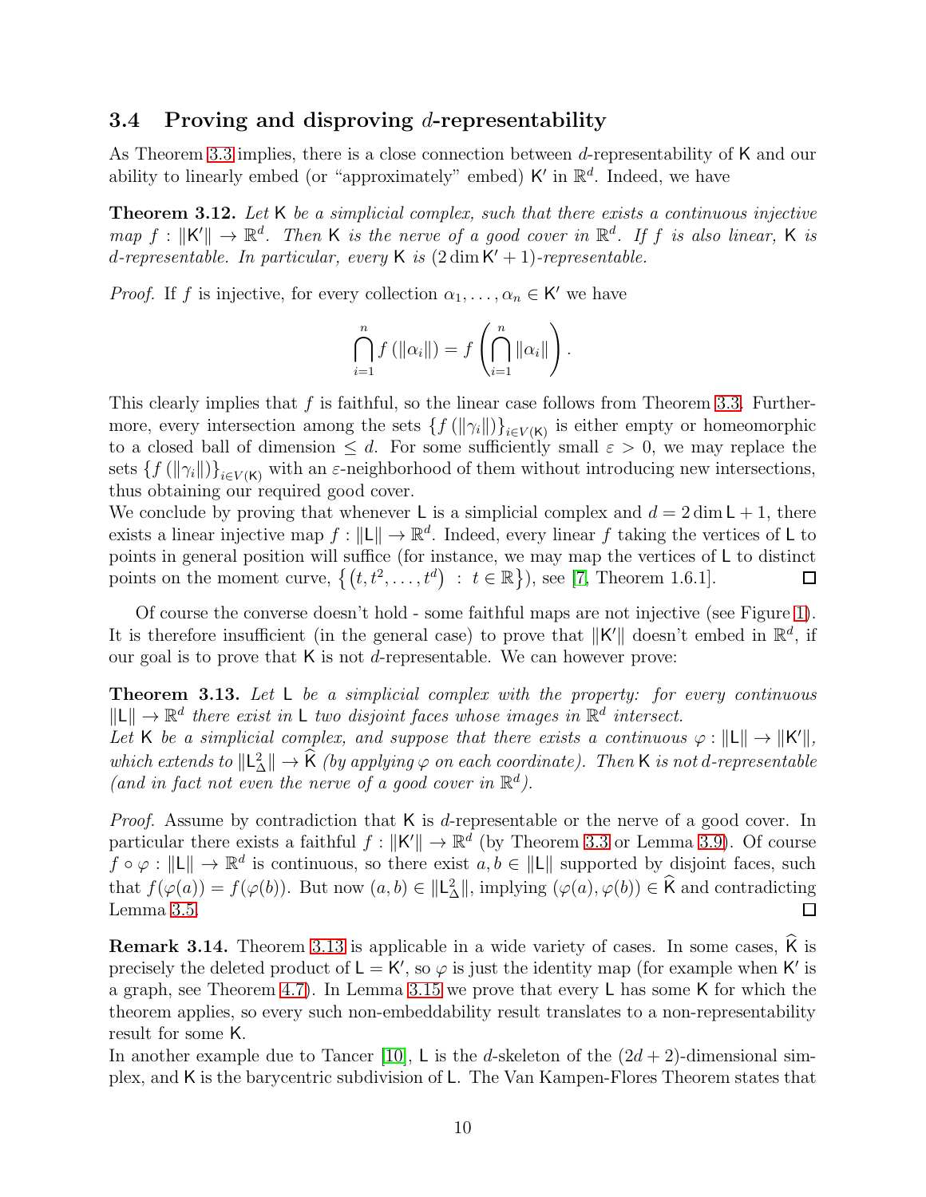### 3.4 Proving and disproving $d$-representability

As Theorem 3.3 implies, there is a close connection between $d$-representability of $\mathsf{K}$ and our ability to linearly embed (or "approximately" embed) $\mathsf{K}'$ in $\mathbb{R}^d$. Indeed, we have

**Theorem 3.12.** *Let $\mathsf{K}$ be a simplicial complex, such that there exists a continuous injective map $f : \|\mathsf{K}'\| \to \mathbb{R}^d$. Then $\mathsf{K}$ is the nerve of a good cover in $\mathbb{R}^d$. If $f$ is also linear, $\mathsf{K}$ is $d$-representable. In particular, every $\mathsf{K}$ is $(2\dim \mathsf{K}' + 1)$-representable.*

*Proof.* If $f$ is injective, for every collection $\alpha_1, \ldots, \alpha_n \in \mathsf{K}'$ we have

$$\bigcap_{i=1}^{n} f(\|\alpha_i\|) = f\left(\bigcap_{i=1}^{n} \|\alpha_i\|\right).$$

This clearly implies that $f$ is faithful, so the linear case follows from Theorem 3.3. Furthermore, every intersection among the sets $\{f(\|\gamma_i\|)\}_{i\in V(\mathsf{K})}$ is either empty or homeomorphic to a closed ball of dimension $\leq d$. For some sufficiently small $\varepsilon > 0$, we may replace the sets $\{f(\|\gamma_i\|)\}_{i\in V(\mathsf{K})}$ with an $\varepsilon$-neighborhood of them without introducing new intersections, thus obtaining our required good cover.
We conclude by proving that whenever $\mathsf{L}$ is a simplicial complex and $d = 2\dim \mathsf{L} + 1$, there exists a linear injective map $f : \|\mathsf{L}\| \to \mathbb{R}^d$. Indeed, every linear $f$ taking the vertices of $\mathsf{L}$ to points in general position will suffice (for instance, we may map the vertices of $\mathsf{L}$ to distinct points on the moment curve, $\{(t, t^2, \ldots, t^d) \ : \ t \in \mathbb{R}\}$), see [7, Theorem 1.6.1]. ☐

Of course the converse doesn't hold - some faithful maps are not injective (see Figure 1). It is therefore insufficient (in the general case) to prove that $\|\mathsf{K}'\|$ doesn't embed in $\mathbb{R}^d$, if our goal is to prove that $\mathsf{K}$ is not $d$-representable. We can however prove:

**Theorem 3.13.** *Let $\mathsf{L}$ be a simplicial complex with the property: for every continuous $\|\mathsf{L}\| \to \mathbb{R}^d$ there exist in $\mathsf{L}$ two disjoint faces whose images in $\mathbb{R}^d$ intersect.*
*Let $\mathsf{K}$ be a simplicial complex, and suppose that there exists a continuous $\varphi : \|\mathsf{L}\| \to \|\mathsf{K}'\|$, which extends to $\|\mathsf{L}^2_\Delta\| \to \widehat{\mathsf{K}}$ (by applying $\varphi$ on each coordinate). Then $\mathsf{K}$ is not $d$-representable (and in fact not even the nerve of a good cover in $\mathbb{R}^d$).*

*Proof.* Assume by contradiction that $\mathsf{K}$ is $d$-representable or the nerve of a good cover. In particular there exists a faithful $f : \|\mathsf{K}'\| \to \mathbb{R}^d$ (by Theorem 3.3 or Lemma 3.9). Of course $f \circ \varphi : \|\mathsf{L}\| \to \mathbb{R}^d$ is continuous, so there exist $a, b \in \|\mathsf{L}\|$ supported by disjoint faces, such that $f(\varphi(a)) = f(\varphi(b))$. But now $(a, b) \in \|\mathsf{L}^2_\Delta\|$, implying $(\varphi(a), \varphi(b)) \in \widehat{\mathsf{K}}$ and contradicting Lemma 3.5. ☐

**Remark 3.14.** Theorem 3.13 is applicable in a wide variety of cases. In some cases, $\widehat{\mathsf{K}}$ is precisely the deleted product of $\mathsf{L} = \mathsf{K}'$, so $\varphi$ is just the identity map (for example when $\mathsf{K}'$ is a graph, see Theorem 4.7). In Lemma 3.15 we prove that every $\mathsf{L}$ has some $\mathsf{K}$ for which the theorem applies, so every such non-embeddability result translates to a non-representability result for some $\mathsf{K}$.
In another example due to Tancer [10], $\mathsf{L}$ is the $d$-skeleton of the $(2d+2)$-dimensional simplex, and $\mathsf{K}$ is the barycentric subdivision of $\mathsf{L}$. The Van Kampen-Flores Theorem states that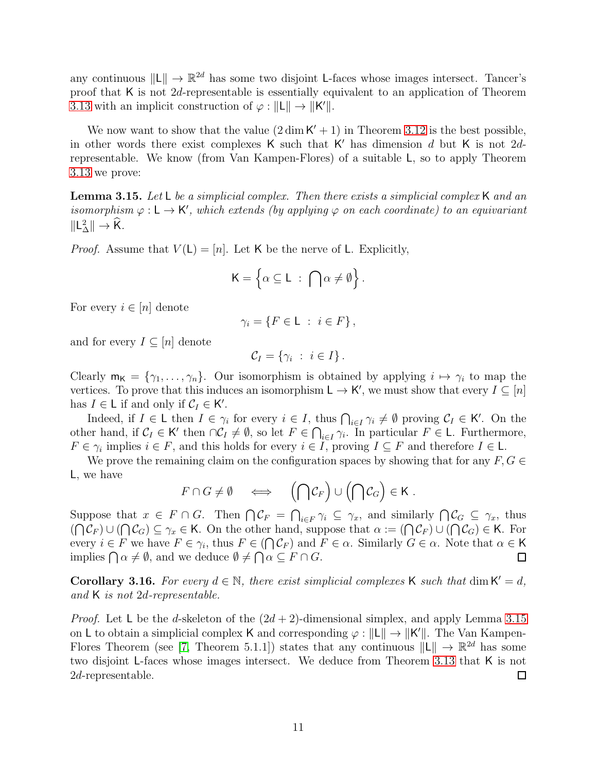any continuous $\|\mathsf{L}\| \to \mathbb{R}^{2d}$ has some two disjoint $\mathsf{L}$-faces whose images intersect. Tancer's proof that $\mathsf{K}$ is not $2d$-representable is essentially equivalent to an application of Theorem 3.13 with an implicit construction of $\varphi : \|\mathsf{L}\| \to \|\mathsf{K}'\|$.

We now want to show that the value $(2 \dim \mathsf{K}' + 1)$ in Theorem 3.12 is the best possible, in other words there exist complexes $\mathsf{K}$ such that $\mathsf{K}'$ has dimension $d$ but $\mathsf{K}$ is not $2d$-representable. We know (from Van Kampen-Flores) of a suitable $\mathsf{L}$, so to apply Theorem 3.13 we prove:

**Lemma 3.15.** *Let $\mathsf{L}$ be a simplicial complex. Then there exists a simplicial complex $\mathsf{K}$ and an isomorphism $\varphi : \mathsf{L} \to \mathsf{K}'$, which extends (by applying $\varphi$ on each coordinate) to an equivariant $\|\mathsf{L}^2_\Delta\| \to \widehat{\mathsf{K}}$.*

*Proof.* Assume that $V(\mathsf{L}) = [n]$. Let $\mathsf{K}$ be the nerve of $\mathsf{L}$. Explicitly,

$$\mathsf{K} = \left\{ \alpha \subseteq \mathsf{L} \ : \ \bigcap \alpha \neq \emptyset \right\}.$$

For every $i \in [n]$ denote

$$\gamma_i = \{ F \in \mathsf{L} \ : \ i \in F \},$$

and for every $I \subseteq [n]$ denote

$$\mathcal{C}_I = \{ \gamma_i \ : \ i \in I \}.$$

Clearly $\mathsf{m}_\mathsf{K} = \{\gamma_1, \ldots, \gamma_n\}$. Our isomorphism is obtained by applying $i \mapsto \gamma_i$ to map the vertices. To prove that this induces an isomorphism $\mathsf{L} \to \mathsf{K}'$, we must show that every $I \subseteq [n]$ has $I \in \mathsf{L}$ if and only if $\mathcal{C}_I \in \mathsf{K}'$.

Indeed, if $I \in \mathsf{L}$ then $I \in \gamma_i$ for every $i \in I$, thus $\bigcap_{i \in I} \gamma_i \neq \emptyset$ proving $\mathcal{C}_I \in \mathsf{K}'$. On the other hand, if $\mathcal{C}_I \in \mathsf{K}'$ then $\cap \mathcal{C}_I \neq \emptyset$, so let $F \in \bigcap_{i \in I} \gamma_i$. In particular $F \in \mathsf{L}$. Furthermore, $F \in \gamma_i$ implies $i \in F$, and this holds for every $i \in I$, proving $I \subseteq F$ and therefore $I \in \mathsf{L}$.

We prove the remaining claim on the configuration spaces by showing that for any $F, G \in \mathsf{L}$, we have

$$F \cap G \neq \emptyset \quad \iff \quad \left(\bigcap \mathcal{C}_F\right) \cup \left(\bigcap \mathcal{C}_G\right) \in \mathsf{K}\,.$$

Suppose that $x \in F \cap G$. Then $\bigcap \mathcal{C}_F = \bigcap_{i \in F} \gamma_i \subseteq \gamma_x$, and similarly $\bigcap \mathcal{C}_G \subseteq \gamma_x$, thus $(\bigcap \mathcal{C}_F) \cup (\bigcap \mathcal{C}_G) \subseteq \gamma_x \in \mathsf{K}$. On the other hand, suppose that $\alpha := (\bigcap \mathcal{C}_F) \cup (\bigcap \mathcal{C}_G) \in \mathsf{K}$. For every $i \in F$ we have $F \in \gamma_i$, thus $F \in (\bigcap \mathcal{C}_F)$ and $F \in \alpha$. Similarly $G \in \alpha$. Note that $\alpha \in \mathsf{K}$ implies $\bigcap \alpha \neq \emptyset$, and we deduce $\emptyset \neq \bigcap \alpha \subseteq F \cap G$. $\square$

**Corollary 3.16.** *For every $d \in \mathbb{N}$, there exist simplicial complexes $\mathsf{K}$ such that $\dim \mathsf{K}' = d$, and $\mathsf{K}$ is not $2d$-representable.*

*Proof.* Let $\mathsf{L}$ be the $d$-skeleton of the $(2d+2)$-dimensional simplex, and apply Lemma 3.15 on $\mathsf{L}$ to obtain a simplicial complex $\mathsf{K}$ and corresponding $\varphi : \|\mathsf{L}\| \to \|\mathsf{K}'\|$. The Van Kampen-Flores Theorem (see [7, Theorem 5.1.1]) states that any continuous $\|\mathsf{L}\| \to \mathbb{R}^{2d}$ has some two disjoint $\mathsf{L}$-faces whose images intersect. We deduce from Theorem 3.13 that $\mathsf{K}$ is not $2d$-representable. $\square$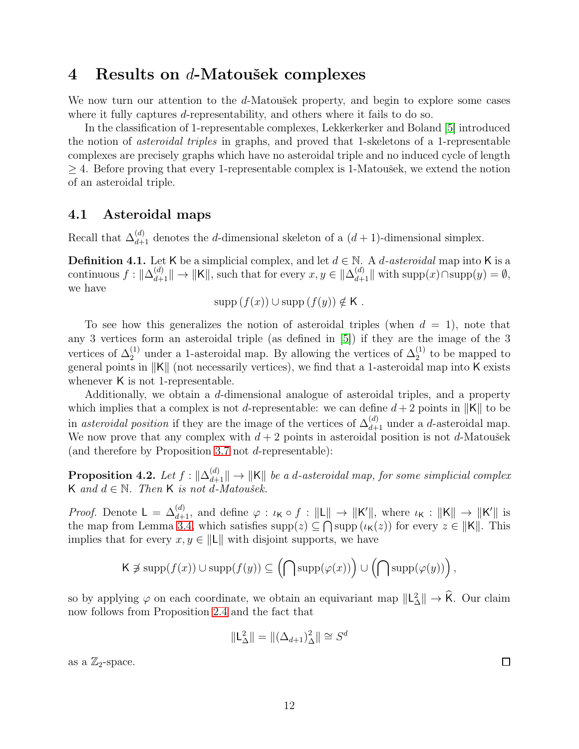# 4 Results on $d$-Matoušek complexes

We now turn our attention to the $d$-Matoušek property, and begin to explore some cases where it fully captures $d$-representability, and others where it fails to do so.

In the classification of 1-representable complexes, Lekkerkerker and Boland [5] introduced the notion of *asteroidal triples* in graphs, and proved that 1-skeletons of a 1-representable complexes are precisely graphs which have no asteroidal triple and no induced cycle of length $\geq 4$. Before proving that every 1-representable complex is 1-Matoušek, we extend the notion of an asteroidal triple.

## 4.1 Asteroidal maps

Recall that $\Delta_{d+1}^{(d)}$ denotes the $d$-dimensional skeleton of a $(d+1)$-dimensional simplex.

**Definition 4.1.** Let $\mathsf{K}$ be a simplicial complex, and let $d \in \mathbb{N}$. A *$d$-asteroidal* map into $\mathsf{K}$ is a continuous $f : \|\Delta_{d+1}^{(d)}\| \to \|\mathsf{K}\|$, such that for every $x, y \in \|\Delta_{d+1}^{(d)}\|$ with $\operatorname{supp}(x) \cap \operatorname{supp}(y) = \emptyset$, we have

$$\operatorname{supp}(f(x)) \cup \operatorname{supp}(f(y)) \notin \mathsf{K}\ .$$

To see how this generalizes the notion of asteroidal triples (when $d = 1$), note that any 3 vertices form an asteroidal triple (as defined in [5]) if they are the image of the 3 vertices of $\Delta_2^{(1)}$ under a 1-asteroidal map. By allowing the vertices of $\Delta_2^{(1)}$ to be mapped to general points in $\|\mathsf{K}\|$ (not necessarily vertices), we find that a 1-asteroidal map into $\mathsf{K}$ exists whenever $\mathsf{K}$ is not 1-representable.

Additionally, we obtain a $d$-dimensional analogue of asteroidal triples, and a property which implies that a complex is not $d$-representable: we can define $d+2$ points in $\|\mathsf{K}\|$ to be in *asteroidal position* if they are the image of the vertices of $\Delta_{d+1}^{(d)}$ under a $d$-asteroidal map. We now prove that any complex with $d+2$ points in asteroidal position is not $d$-Matoušek (and therefore by Proposition 3.7 not $d$-representable):

**Proposition 4.2.** *Let $f : \|\Delta_{d+1}^{(d)}\| \to \|\mathsf{K}\|$ be a $d$-asteroidal map, for some simplicial complex $\mathsf{K}$ and $d \in \mathbb{N}$. Then $\mathsf{K}$ is not $d$-Matoušek.*

*Proof.* Denote $\mathsf{L} = \Delta_{d+1}^{(d)}$, and define $\varphi : \iota_{\mathsf{K}} \circ f : \|\mathsf{L}\| \to \|\mathsf{K}'\|$, where $\iota_{\mathsf{K}} : \|\mathsf{K}\| \to \|\mathsf{K}'\|$ is the map from Lemma 3.4, which satisfies $\operatorname{supp}(z) \subseteq \bigcap \operatorname{supp}(\iota_{\mathsf{K}}(z))$ for every $z \in \|\mathsf{K}\|$. This implies that for every $x, y \in \|\mathsf{L}\|$ with disjoint supports, we have

$$\mathsf{K} \not\ni \operatorname{supp}(f(x)) \cup \operatorname{supp}(f(y)) \subseteq \left(\bigcap \operatorname{supp}(\varphi(x))\right) \cup \left(\bigcap \operatorname{supp}(\varphi(y))\right),$$

so by applying $\varphi$ on each coordinate, we obtain an equivariant map $\|\mathsf{L}_\Delta^2\| \to \widehat{\mathsf{K}}$. Our claim now follows from Proposition 2.4 and the fact that

$$\|\mathsf{L}_\Delta^2\| = \|(\Delta_{d+1})_\Delta^2\| \cong S^d$$

as a $\mathbb{Z}_2$-space. $\square$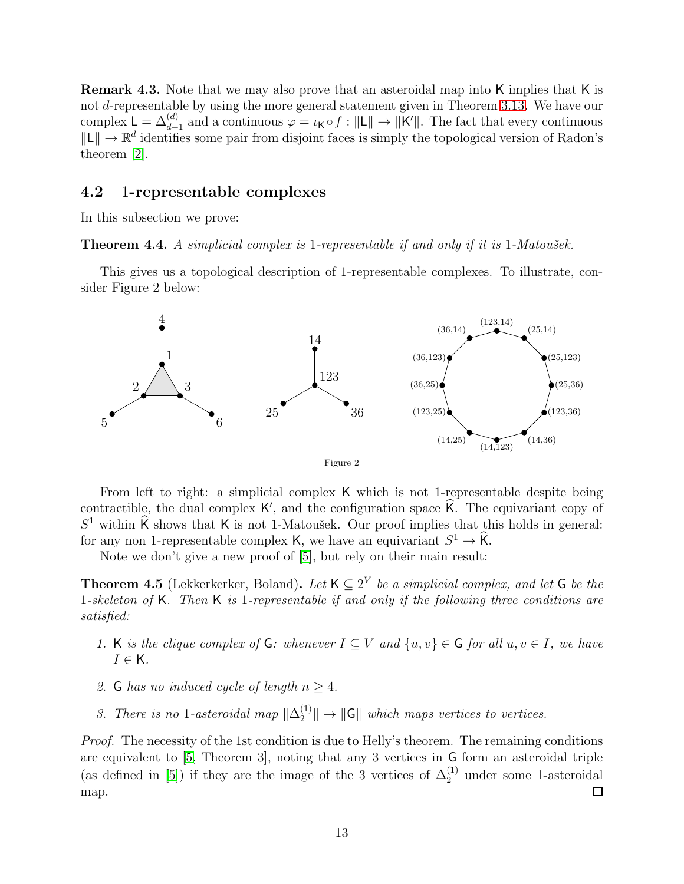**Remark 4.3.** Note that we may also prove that an asteroidal map into $\mathsf{K}$ implies that $\mathsf{K}$ is not $d$-representable by using the more general statement given in Theorem 3.13. We have our complex $\mathsf{L} = \Delta^{(d)}_{d+1}$ and a continuous $\varphi = \iota_{\mathsf{K}} \circ f : \|\mathsf{L}\| \to \|\mathsf{K}'\|$. The fact that every continuous $\|\mathsf{L}\| \to \mathbb{R}^d$ identifies some pair from disjoint faces is simply the topological version of Radon's theorem [2].

## 4.2 1-representable complexes

In this subsection we prove:

**Theorem 4.4.** *A simplicial complex is 1-representable if and only if it is 1-Matoušek.*

This gives us a topological description of 1-representable complexes. To illustrate, consider Figure 2 below:

Figure 2

From left to right: a simplicial complex $\mathsf{K}$ which is not 1-representable despite being contractible, the dual complex $\mathsf{K}'$, and the configuration space $\widehat{\mathsf{K}}$. The equivariant copy of $S^1$ within $\widehat{\mathsf{K}}$ shows that $\mathsf{K}$ is not 1-Matoušek. Our proof implies that this holds in general: for any non 1-representable complex $\mathsf{K}$, we have an equivariant $S^1 \to \widehat{\mathsf{K}}$.

Note we don't give a new proof of [5], but rely on their main result:

**Theorem 4.5** (Lekkerkerker, Boland)**.** *Let $\mathsf{K} \subseteq 2^V$ be a simplicial complex, and let $\mathsf{G}$ be the 1-skeleton of $\mathsf{K}$. Then $\mathsf{K}$ is 1-representable if and only if the following three conditions are satisfied:*

1. *$\mathsf{K}$ is the clique complex of $\mathsf{G}$: whenever $I \subseteq V$ and $\{u, v\} \in \mathsf{G}$ for all $u, v \in I$, we have $I \in \mathsf{K}$.*
2. *$\mathsf{G}$ has no induced cycle of length $n \geq 4$.*
3. *There is no 1-asteroidal map $\|\Delta^{(1)}_2\| \to \|\mathsf{G}\|$ which maps vertices to vertices.*

*Proof.* The necessity of the 1st condition is due to Helly's theorem. The remaining conditions are equivalent to [5, Theorem 3], noting that any 3 vertices in $\mathsf{G}$ form an asteroidal triple (as defined in [5]) if they are the image of the 3 vertices of $\Delta^{(1)}_2$ under some 1-asteroidal map. ◻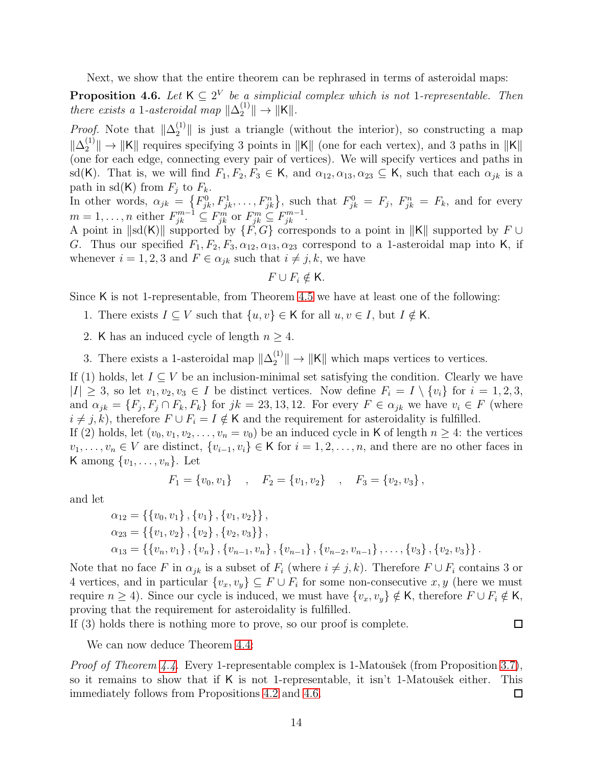Next, we show that the entire theorem can be rephrased in terms of asteroidal maps:

**Proposition 4.6.** *Let $\mathsf{K} \subseteq 2^V$ be a simplicial complex which is not 1-representable. Then there exists a 1-asteroidal map $\|\Delta_2^{(1)}\| \to \|\mathsf{K}\|$.*

*Proof.* Note that $\|\Delta_2^{(1)}\|$ is just a triangle (without the interior), so constructing a map $\|\Delta_2^{(1)}\| \to \|\mathsf{K}\|$ requires specifying 3 points in $\|\mathsf{K}\|$ (one for each vertex), and 3 paths in $\|\mathsf{K}\|$ (one for each edge, connecting every pair of vertices). We will specify vertices and paths in $\mathrm{sd}(\mathsf{K})$. That is, we will find $F_1, F_2, F_3 \in \mathsf{K}$, and $\alpha_{12}, \alpha_{13}, \alpha_{23} \subseteq \mathsf{K}$, such that each $\alpha_{jk}$ is a path in $\mathrm{sd}(\mathsf{K})$ from $F_j$ to $F_k$.

In other words, $\alpha_{jk} = \left\{F_{jk}^0, F_{jk}^1, \ldots, F_{jk}^n\right\}$, such that $F_{jk}^0 = F_j$, $F_{jk}^n = F_k$, and for every $m = 1, \ldots, n$ either $F_{jk}^{m-1} \subseteq F_{jk}^m$ or $F_{jk}^m \subseteq F_{jk}^{m-1}$.

A point in $\|\mathrm{sd}(\mathsf{K})\|$ supported by $\{F, G\}$ corresponds to a point in $\|\mathsf{K}\|$ supported by $F \cup G$. Thus our specified $F_1, F_2, F_3, \alpha_{12}, \alpha_{13}, \alpha_{23}$ correspond to a 1-asteroidal map into $\mathsf{K}$, if whenever $i = 1, 2, 3$ and $F \in \alpha_{jk}$ such that $i \neq j, k$, we have

$$F \cup F_i \notin \mathsf{K}.$$

Since $\mathsf{K}$ is not 1-representable, from Theorem 4.5 we have at least one of the following:

1. There exists $I \subseteq V$ such that $\{u, v\} \in \mathsf{K}$ for all $u, v \in I$, but $I \notin \mathsf{K}$.
2. $\mathsf{K}$ has an induced cycle of length $n \geq 4$.
3. There exists a 1-asteroidal map $\|\Delta_2^{(1)}\| \to \|\mathsf{K}\|$ which maps vertices to vertices.

If (1) holds, let $I \subseteq V$ be an inclusion-minimal set satisfying the condition. Clearly we have $|I| \geq 3$, so let $v_1, v_2, v_3 \in I$ be distinct vertices. Now define $F_i = I \setminus \{v_i\}$ for $i = 1, 2, 3$, and $\alpha_{jk} = \{F_j, F_j \cap F_k, F_k\}$ for $jk = 23, 13, 12$. For every $F \in \alpha_{jk}$ we have $v_i \in F$ (where $i \neq j, k$), therefore $F \cup F_i = I \notin \mathsf{K}$ and the requirement for asteroidality is fulfilled.

If (2) holds, let $(v_0, v_1, v_2, \ldots, v_n = v_0)$ be an induced cycle in $\mathsf{K}$ of length $n \geq 4$: the vertices $v_1, \ldots, v_n \in V$ are distinct, $\{v_{i-1}, v_i\} \in \mathsf{K}$ for $i = 1, 2, \ldots, n$, and there are no other faces in $\mathsf{K}$ among $\{v_1, \ldots, v_n\}$. Let

$$F_1 = \{v_0, v_1\} \quad , \quad F_2 = \{v_1, v_2\} \quad , \quad F_3 = \{v_2, v_3\},$$

and let

$$\begin{aligned}
\alpha_{12} &= \{\{v_0, v_1\}, \{v_1\}, \{v_1, v_2\}\}, \\
\alpha_{23} &= \{\{v_1, v_2\}, \{v_2\}, \{v_2, v_3\}\}, \\
\alpha_{13} &= \{\{v_n, v_1\}, \{v_n\}, \{v_{n-1}, v_n\}, \{v_{n-1}\}, \{v_{n-2}, v_{n-1}\}, \ldots, \{v_3\}, \{v_2, v_3\}\}.
\end{aligned}$$

Note that no face $F$ in $\alpha_{jk}$ is a subset of $F_i$ (where $i \neq j, k$). Therefore $F \cup F_i$ contains 3 or 4 vertices, and in particular $\{v_x, v_y\} \subseteq F \cup F_i$ for some non-consecutive $x, y$ (here we must require $n \geq 4$). Since our cycle is induced, we must have $\{v_x, v_y\} \notin \mathsf{K}$, therefore $F \cup F_i \notin \mathsf{K}$, proving that the requirement for asteroidality is fulfilled.

If (3) holds there is nothing more to prove, so our proof is complete. $\square$

We can now deduce Theorem 4.4:

*Proof of Theorem 4.4.* Every 1-representable complex is 1-Matoušek (from Proposition 3.7), so it remains to show that if $\mathsf{K}$ is not 1-representable, it isn't 1-Matoušek either. This immediately follows from Propositions 4.2 and 4.6. $\square$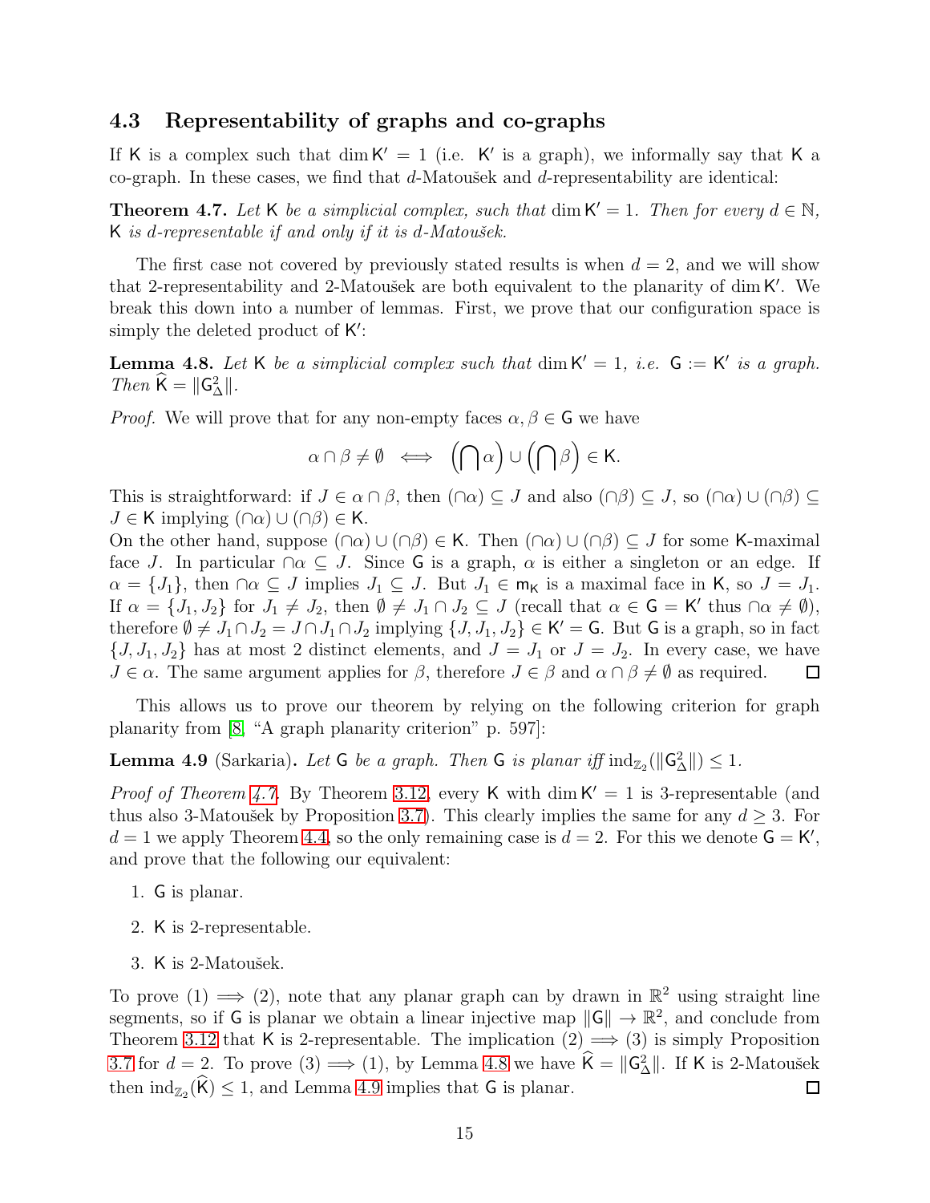### 4.3 Representability of graphs and co-graphs

If $\mathsf{K}$ is a complex such that $\dim \mathsf{K}' = 1$ (i.e. $\mathsf{K}'$ is a graph), we informally say that $\mathsf{K}$ a co-graph. In these cases, we find that $d$-Matoušek and $d$-representability are identical:

**Theorem 4.7.** *Let $\mathsf{K}$ be a simplicial complex, such that $\dim \mathsf{K}' = 1$. Then for every $d \in \mathbb{N}$, $\mathsf{K}$ is $d$-representable if and only if it is $d$-Matoušek.*

The first case not covered by previously stated results is when $d = 2$, and we will show that 2-representability and 2-Matoušek are both equivalent to the planarity of $\dim \mathsf{K}'$. We break this down into a number of lemmas. First, we prove that our configuration space is simply the deleted product of $\mathsf{K}'$:

**Lemma 4.8.** *Let $\mathsf{K}$ be a simplicial complex such that $\dim \mathsf{K}' = 1$, i.e. $\mathsf{G} := \mathsf{K}'$ is a graph. Then $\widehat{\mathsf{K}} = \|\mathsf{G}^2_\Delta\|$.*

*Proof.* We will prove that for any non-empty faces $\alpha, \beta \in \mathsf{G}$ we have

$$\alpha \cap \beta \neq \emptyset \iff \left(\bigcap \alpha\right) \cup \left(\bigcap \beta\right) \in \mathsf{K}.$$

This is straightforward: if $J \in \alpha \cap \beta$, then $(\cap\alpha) \subseteq J$ and also $(\cap\beta) \subseteq J$, so $(\cap\alpha) \cup (\cap\beta) \subseteq J \in \mathsf{K}$ implying $(\cap\alpha) \cup (\cap\beta) \in \mathsf{K}$.
On the other hand, suppose $(\cap\alpha) \cup (\cap\beta) \in \mathsf{K}$. Then $(\cap\alpha) \cup (\cap\beta) \subseteq J$ for some $\mathsf{K}$-maximal face $J$. In particular $\cap\alpha \subseteq J$. Since $\mathsf{G}$ is a graph, $\alpha$ is either a singleton or an edge. If $\alpha = \{J_1\}$, then $\cap\alpha \subseteq J$ implies $J_1 \subseteq J$. But $J_1 \in \mathsf{m}_\mathsf{K}$ is a maximal face in $\mathsf{K}$, so $J = J_1$. If $\alpha = \{J_1, J_2\}$ for $J_1 \neq J_2$, then $\emptyset \neq J_1 \cap J_2 \subseteq J$ (recall that $\alpha \in \mathsf{G} = \mathsf{K}'$ thus $\cap\alpha \neq \emptyset$), therefore $\emptyset \neq J_1 \cap J_2 = J \cap J_1 \cap J_2$ implying $\{J, J_1, J_2\} \in \mathsf{K}' = \mathsf{G}$. But $\mathsf{G}$ is a graph, so in fact $\{J, J_1, J_2\}$ has at most 2 distinct elements, and $J = J_1$ or $J = J_2$. In every case, we have $J \in \alpha$. The same argument applies for $\beta$, therefore $J \in \beta$ and $\alpha \cap \beta \neq \emptyset$ as required. ☐

This allows us to prove our theorem by relying on the following criterion for graph planarity from [8, "A graph planarity criterion" p. 597]:

**Lemma 4.9** (Sarkaria)**.** *Let $\mathsf{G}$ be a graph. Then $\mathsf{G}$ is planar iff $\operatorname{ind}_{\mathbb{Z}_2}(\|\mathsf{G}^2_\Delta\|) \leq 1$.*

*Proof of Theorem 4.7.* By Theorem 3.12, every $\mathsf{K}$ with $\dim \mathsf{K}' = 1$ is 3-representable (and thus also 3-Matoušek by Proposition 3.7). This clearly implies the same for any $d \geq 3$. For $d = 1$ we apply Theorem 4.4, so the only remaining case is $d = 2$. For this we denote $\mathsf{G} = \mathsf{K}'$, and prove that the following our equivalent:

1. $\mathsf{G}$ is planar.
2. $\mathsf{K}$ is 2-representable.
3. $\mathsf{K}$ is 2-Matoušek.

To prove (1) $\implies$ (2), note that any planar graph can by drawn in $\mathbb{R}^2$ using straight line segments, so if $\mathsf{G}$ is planar we obtain a linear injective map $\|\mathsf{G}\| \to \mathbb{R}^2$, and conclude from Theorem 3.12 that $\mathsf{K}$ is 2-representable. The implication (2) $\implies$ (3) is simply Proposition 3.7 for $d = 2$. To prove (3) $\implies$ (1), by Lemma 4.8 we have $\widehat{\mathsf{K}} = \|\mathsf{G}^2_\Delta\|$. If $\mathsf{K}$ is 2-Matoušek then $\operatorname{ind}_{\mathbb{Z}_2}(\widehat{\mathsf{K}}) \leq 1$, and Lemma 4.9 implies that $\mathsf{G}$ is planar. ☐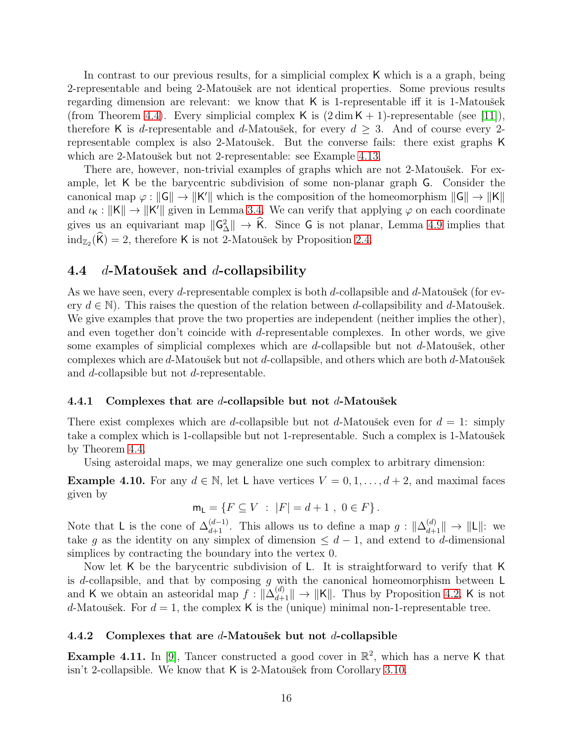In contrast to our previous results, for a simplicial complex $\mathsf{K}$ which is a a graph, being 2-representable and being 2-Matoušek are not identical properties. Some previous results regarding dimension are relevant: we know that $\mathsf{K}$ is 1-representable iff it is 1-Matoušek (from Theorem 4.4). Every simplicial complex $\mathsf{K}$ is $(2\dim\mathsf{K}+1)$-representable (see [11]), therefore $\mathsf{K}$ is $d$-representable and $d$-Matoušek, for every $d \geq 3$. And of course every 2-representable complex is also 2-Matoušek. But the converse fails: there exist graphs $\mathsf{K}$ which are 2-Matoušek but not 2-representable: see Example 4.13.

There are, however, non-trivial examples of graphs which are not 2-Matoušek. For example, let $\mathsf{K}$ be the barycentric subdivision of some non-planar graph $\mathsf{G}$. Consider the canonical map $\varphi : \|\mathsf{G}\| \to \|\mathsf{K}'\|$ which is the composition of the homeomorphism $\|\mathsf{G}\| \to \|\mathsf{K}\|$ and $\iota_{\mathsf{K}} : \|\mathsf{K}\| \to \|\mathsf{K}'\|$ given in Lemma 3.4. We can verify that applying $\varphi$ on each coordinate gives us an equivariant map $\|\mathsf{G}^2_\Delta\| \to \widehat{\mathsf{K}}$. Since $\mathsf{G}$ is not planar, Lemma 4.9 implies that $\mathrm{ind}_{\mathbb{Z}_2}(\widehat{\mathsf{K}}) = 2$, therefore $\mathsf{K}$ is not 2-Matoušek by Proposition 2.4.

## 4.4 $d$-Matoušek and $d$-collapsibility

As we have seen, every $d$-representable complex is both $d$-collapsible and $d$-Matoušek (for every $d \in \mathbb{N}$). This raises the question of the relation between $d$-collapsibility and $d$-Matoušek. We give examples that prove the two properties are independent (neither implies the other), and even together don't coincide with $d$-representable complexes. In other words, we give some examples of simplicial complexes which are $d$-collapsible but not $d$-Matoušek, other complexes which are $d$-Matoušek but not $d$-collapsible, and others which are both $d$-Matoušek and $d$-collapsible but not $d$-representable.

### 4.4.1 Complexes that are $d$-collapsible but not $d$-Matoušek

There exist complexes which are $d$-collapsible but not $d$-Matoušek even for $d = 1$: simply take a complex which is 1-collapsible but not 1-representable. Such a complex is 1-Matoušek by Theorem 4.4.

Using asteroidal maps, we may generalize one such complex to arbitrary dimension:

**Example 4.10.** For any $d \in \mathbb{N}$, let $\mathsf{L}$ have vertices $V = 0, 1, \ldots, d+2$, and maximal faces given by

$$\mathsf{m}_{\mathsf{L}} = \{F \subseteq V \ : \ |F| = d+1 \ , \ 0 \in F\} \, .$$

Note that $\mathsf{L}$ is the cone of $\Delta^{(d-1)}_{d+1}$. This allows us to define a map $g : \|\Delta^{(d)}_{d+1}\| \to \|\mathsf{L}\|$: we take $g$ as the identity on any simplex of dimension $\leq d-1$, and extend to $d$-dimensional simplices by contracting the boundary into the vertex 0.

Now let $\mathsf{K}$ be the barycentric subdivision of $\mathsf{L}$. It is straightforward to verify that $\mathsf{K}$ is $d$-collapsible, and that by composing $g$ with the canonical homeomorphism between $\mathsf{L}$ and $\mathsf{K}$ we obtain an asteoridal map $f : \|\Delta^{(d)}_{d+1}\| \to \|\mathsf{K}\|$. Thus by Proposition 4.2, $\mathsf{K}$ is not $d$-Matoušek. For $d = 1$, the complex $\mathsf{K}$ is the (unique) minimal non-1-representable tree.

### 4.4.2 Complexes that are $d$-Matoušek but not $d$-collapsible

**Example 4.11.** In [9], Tancer constructed a good cover in $\mathbb{R}^2$, which has a nerve $\mathsf{K}$ that isn't 2-collapsible. We know that $\mathsf{K}$ is 2-Matoušek from Corollary 3.10.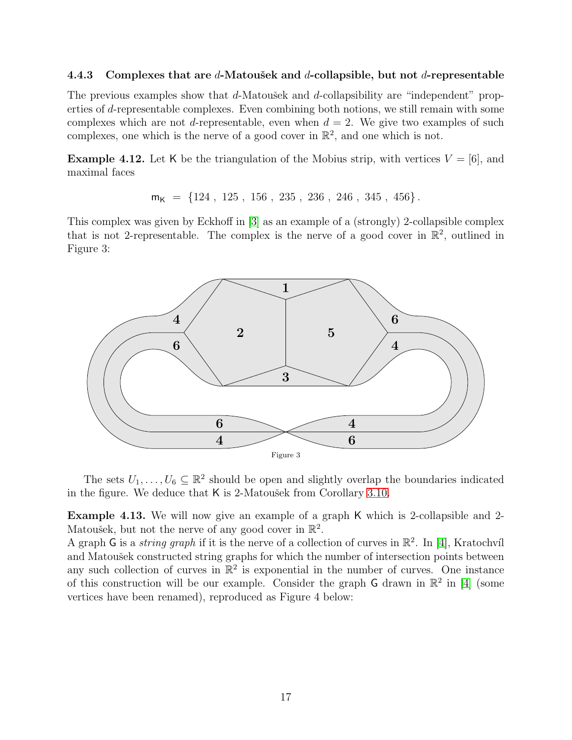### 4.4.3 Complexes that are $d$-Matoušek and $d$-collapsible, but not $d$-representable

The previous examples show that $d$-Matoušek and $d$-collapsibility are "independent" properties of $d$-representable complexes. Even combining both notions, we still remain with some complexes which are not $d$-representable, even when $d = 2$. We give two examples of such complexes, one which is the nerve of a good cover in $\mathbb{R}^2$, and one which is not.

**Example 4.12.** Let $\mathsf{K}$ be the triangulation of the Mobius strip, with vertices $V = [6]$, and maximal faces

$$\mathsf{m}_{\mathsf{K}} = \{124\,,\ 125\,,\ 156\,,\ 235\,,\ 236\,,\ 246\,,\ 345\,,\ 456\}\,.$$

This complex was given by Eckhoff in [3] as an example of a (strongly) 2-collapsible complex that is not 2-representable. The complex is the nerve of a good cover in $\mathbb{R}^2$, outlined in Figure 3:

Figure 3

The sets $U_1, \ldots, U_6 \subseteq \mathbb{R}^2$ should be open and slightly overlap the boundaries indicated in the figure. We deduce that $\mathsf{K}$ is 2-Matoušek from Corollary 3.10.

**Example 4.13.** We will now give an example of a graph $\mathsf{K}$ which is 2-collapsible and 2-Matoušek, but not the nerve of any good cover in $\mathbb{R}^2$.

A graph $\mathsf{G}$ is a *string graph* if it is the nerve of a collection of curves in $\mathbb{R}^2$. In [4], Kratochvíl and Matoušek constructed string graphs for which the number of intersection points between any such collection of curves in $\mathbb{R}^2$ is exponential in the number of curves. One instance of this construction will be our example. Consider the graph $\mathsf{G}$ drawn in $\mathbb{R}^2$ in [4] (some vertices have been renamed), reproduced as Figure 4 below: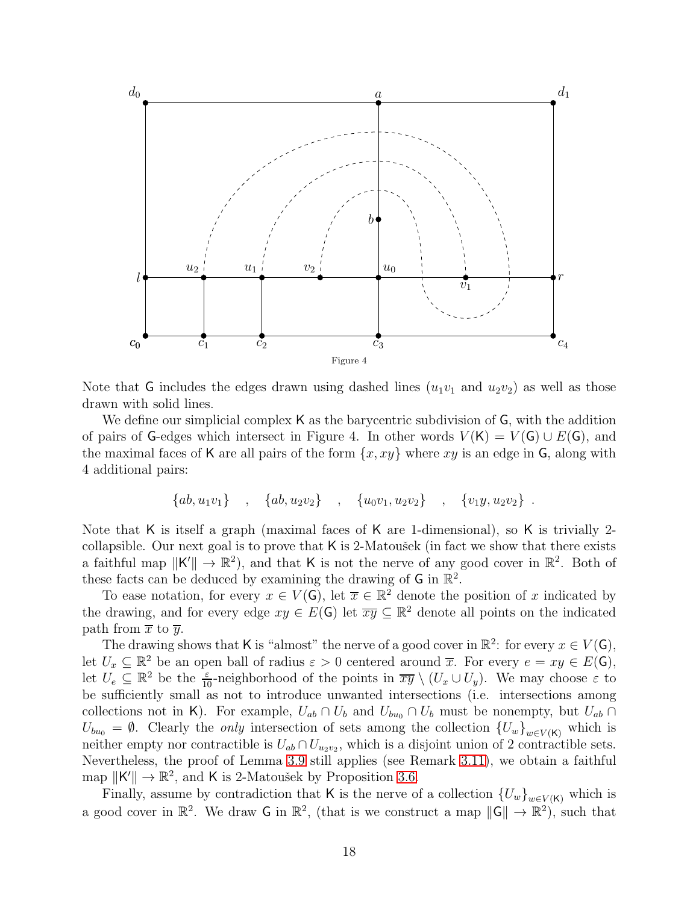Figure 4

Note that $\mathsf{G}$ includes the edges drawn using dashed lines ($u_1v_1$ and $u_2v_2$) as well as those drawn with solid lines.

We define our simplicial complex $\mathsf{K}$ as the barycentric subdivision of $\mathsf{G}$, with the addition of pairs of $\mathsf{G}$-edges which intersect in Figure 4. In other words $V(\mathsf{K}) = V(\mathsf{G}) \cup E(\mathsf{G})$, and the maximal faces of $\mathsf{K}$ are all pairs of the form $\{x, xy\}$ where $xy$ is an edge in $\mathsf{G}$, along with 4 additional pairs:

$$\{ab, u_1v_1\} \quad , \quad \{ab, u_2v_2\} \quad , \quad \{u_0v_1, u_2v_2\} \quad , \quad \{v_1y, u_2v_2\} \ .$$

Note that $\mathsf{K}$ is itself a graph (maximal faces of $\mathsf{K}$ are 1-dimensional), so $\mathsf{K}$ is trivially 2-collapsible. Our next goal is to prove that $\mathsf{K}$ is 2-Matoušek (in fact we show that there exists a faithful map $\|\mathsf{K}'\| \to \mathbb{R}^2$), and that $\mathsf{K}$ is not the nerve of any good cover in $\mathbb{R}^2$. Both of these facts can be deduced by examining the drawing of $\mathsf{G}$ in $\mathbb{R}^2$.

To ease notation, for every $x \in V(\mathsf{G})$, let $\overline{x} \in \mathbb{R}^2$ denote the position of $x$ indicated by the drawing, and for every edge $xy \in E(\mathsf{G})$ let $\overline{xy} \subseteq \mathbb{R}^2$ denote all points on the indicated path from $\overline{x}$ to $\overline{y}$.

The drawing shows that $\mathsf{K}$ is "almost" the nerve of a good cover in $\mathbb{R}^2$: for every $x \in V(\mathsf{G})$, let $U_x \subseteq \mathbb{R}^2$ be an open ball of radius $\varepsilon > 0$ centered around $\overline{x}$. For every $e = xy \in E(\mathsf{G})$, let $U_e \subseteq \mathbb{R}^2$ be the $\frac{\varepsilon}{10}$-neighborhood of the points in $\overline{xy} \setminus (U_x \cup U_y)$. We may choose $\varepsilon$ to be sufficiently small as not to introduce unwanted intersections (i.e. intersections among collections not in $\mathsf{K}$). For example, $U_{ab} \cap U_b$ and $U_{bu_0} \cap U_b$ must be nonempty, but $U_{ab} \cap U_{bu_0} = \emptyset$. Clearly the *only* intersection of sets among the collection $\{U_w\}_{w \in V(\mathsf{K})}$ which is neither empty nor contractible is $U_{ab} \cap U_{u_2v_2}$, which is a disjoint union of 2 contractible sets. Nevertheless, the proof of Lemma 3.9 still applies (see Remark 3.11), we obtain a faithful map $\|\mathsf{K}'\| \to \mathbb{R}^2$, and $\mathsf{K}$ is 2-Matoušek by Proposition 3.6.

Finally, assume by contradiction that $\mathsf{K}$ is the nerve of a collection $\{U_w\}_{w \in V(\mathsf{K})}$ which is a good cover in $\mathbb{R}^2$. We draw $\mathsf{G}$ in $\mathbb{R}^2$, (that is we construct a map $\|\mathsf{G}\| \to \mathbb{R}^2$), such that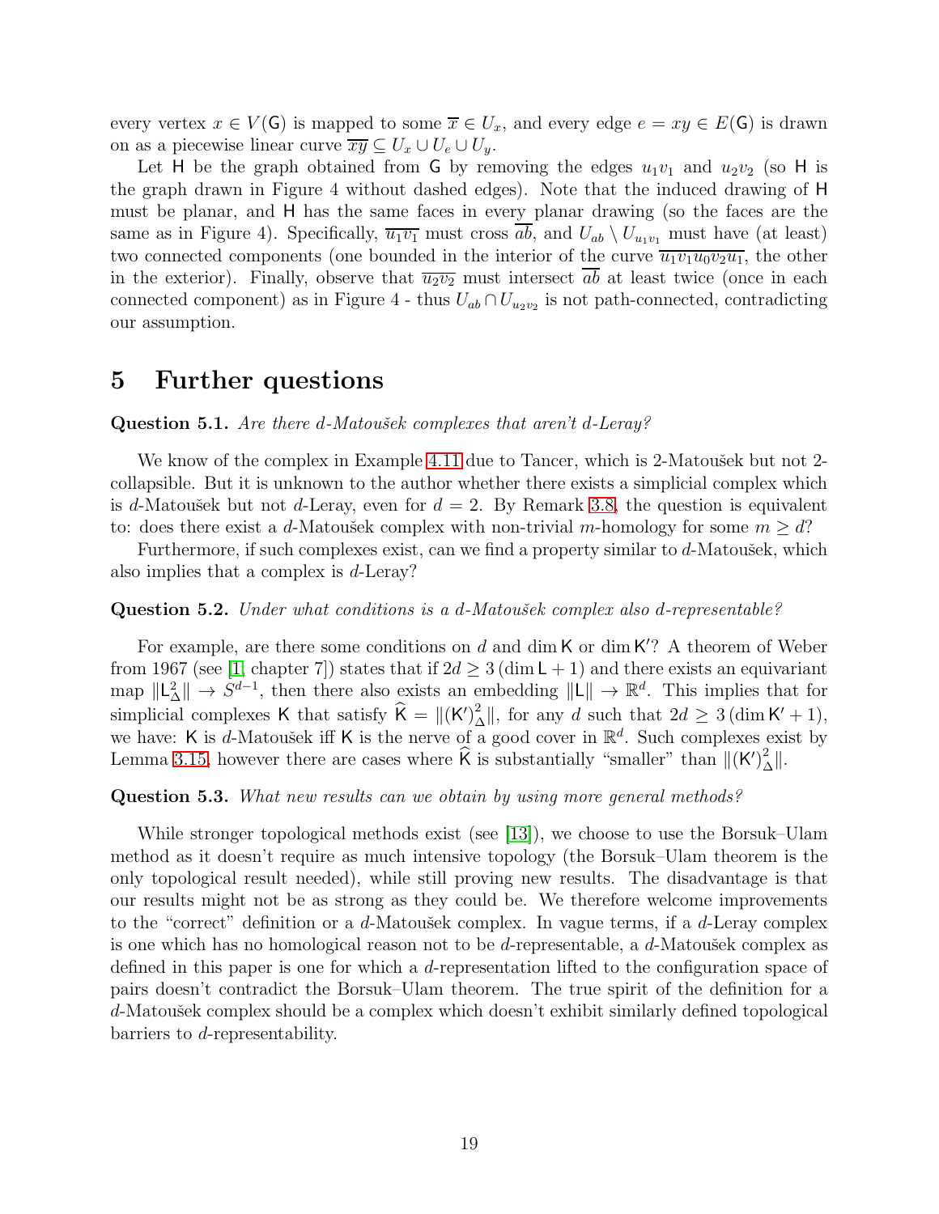every vertex $x \in V(\mathsf{G})$ is mapped to some $\overline{x} \in U_x$, and every edge $e = xy \in E(\mathsf{G})$ is drawn on as a piecewise linear curve $\overline{xy} \subseteq U_x \cup U_e \cup U_y$.

Let $\mathsf{H}$ be the graph obtained from $\mathsf{G}$ by removing the edges $u_1v_1$ and $u_2v_2$ (so $\mathsf{H}$ is the graph drawn in Figure 4 without dashed edges). Note that the induced drawing of $\mathsf{H}$ must be planar, and $\mathsf{H}$ has the same faces in every planar drawing (so the faces are the same as in Figure 4). Specifically, $\overline{u_1v_1}$ must cross $\overline{ab}$, and $U_{ab} \setminus U_{u_1v_1}$ must have (at least) two connected components (one bounded in the interior of the curve $\overline{u_1v_1u_0v_2u_1}$, the other in the exterior). Finally, observe that $\overline{u_2v_2}$ must intersect $\overline{ab}$ at least twice (once in each connected component) as in Figure 4 - thus $U_{ab} \cap U_{u_2v_2}$ is not path-connected, contradicting our assumption.

# 5 Further questions

**Question 5.1.** *Are there d-Matoušek complexes that aren't d-Leray?*

We know of the complex in Example 4.11 due to Tancer, which is 2-Matoušek but not 2-collapsible. But it is unknown to the author whether there exists a simplicial complex which is $d$-Matoušek but not $d$-Leray, even for $d = 2$. By Remark 3.8, the question is equivalent to: does there exist a $d$-Matoušek complex with non-trivial $m$-homology for some $m \geq d$?

Furthermore, if such complexes exist, can we find a property similar to $d$-Matoušek, which also implies that a complex is $d$-Leray?

**Question 5.2.** *Under what conditions is a d-Matoušek complex also d-representable?*

For example, are there some conditions on $d$ and $\dim \mathsf{K}$ or $\dim \mathsf{K}'$? A theorem of Weber from 1967 (see [1, chapter 7]) states that if $2d \geq 3(\dim \mathsf{L} + 1)$ and there exists an equivariant map $\|\mathsf{L}^2_\Delta\| \to S^{d-1}$, then there also exists an embedding $\|\mathsf{L}\| \to \mathbb{R}^d$. This implies that for simplicial complexes $\mathsf{K}$ that satisfy $\widehat{\mathsf{K}} = \|(\mathsf{K}')^2_\Delta\|$, for any $d$ such that $2d \geq 3(\dim \mathsf{K}' + 1)$, we have: $\mathsf{K}$ is $d$-Matoušek iff $\mathsf{K}$ is the nerve of a good cover in $\mathbb{R}^d$. Such complexes exist by Lemma 3.15, however there are cases where $\widehat{\mathsf{K}}$ is substantially "smaller" than $\|(\mathsf{K}')^2_\Delta\|$.

**Question 5.3.** *What new results can we obtain by using more general methods?*

While stronger topological methods exist (see [13]), we choose to use the Borsuk–Ulam method as it doesn't require as much intensive topology (the Borsuk–Ulam theorem is the only topological result needed), while still proving new results. The disadvantage is that our results might not be as strong as they could be. We therefore welcome improvements to the "correct" definition or a $d$-Matoušek complex. In vague terms, if a $d$-Leray complex is one which has no homological reason not to be $d$-representable, a $d$-Matoušek complex as defined in this paper is one for which a $d$-representation lifted to the configuration space of pairs doesn't contradict the Borsuk–Ulam theorem. The true spirit of the definition for a $d$-Matoušek complex should be a complex which doesn't exhibit similarly defined topological barriers to $d$-representability.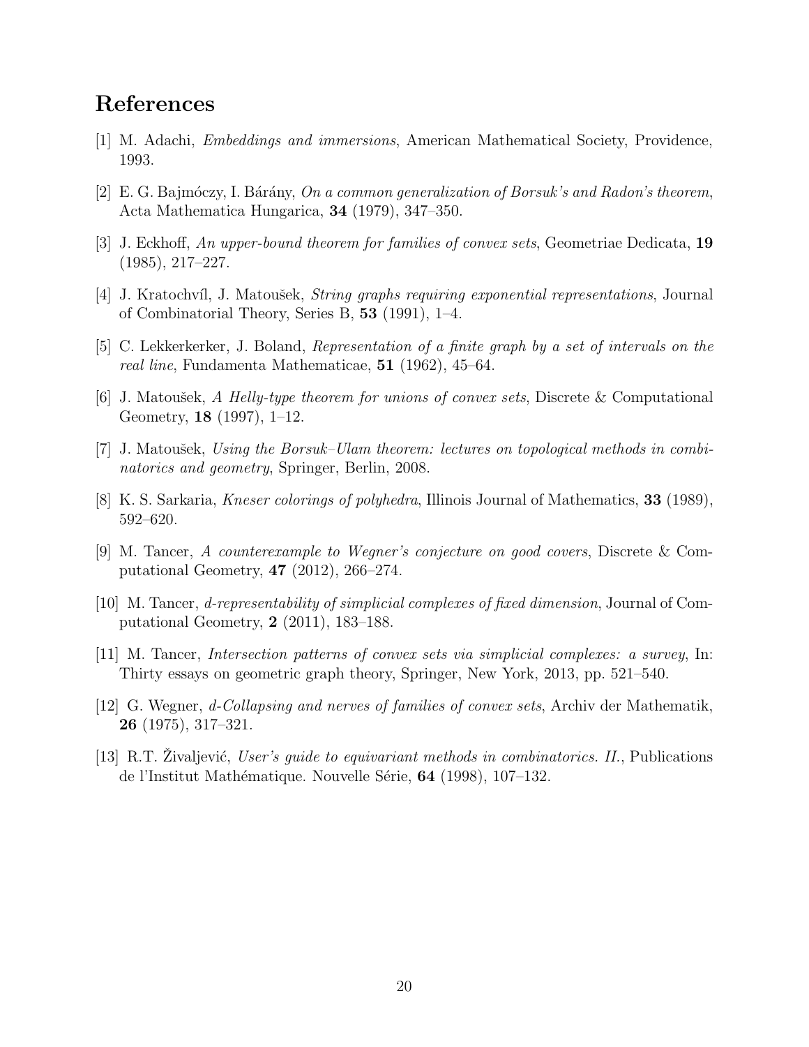## References

[1] M. Adachi, *Embeddings and immersions*, American Mathematical Society, Providence, 1993.

[2] E. G. Bajmóczy, I. Bárány, *On a common generalization of Borsuk's and Radon's theorem*, Acta Mathematica Hungarica, **34** (1979), 347–350.

[3] J. Eckhoff, *An upper-bound theorem for families of convex sets*, Geometriae Dedicata, **19** (1985), 217–227.

[4] J. Kratochvíl, J. Matoušek, *String graphs requiring exponential representations*, Journal of Combinatorial Theory, Series B, **53** (1991), 1–4.

[5] C. Lekkerkerker, J. Boland, *Representation of a finite graph by a set of intervals on the real line*, Fundamenta Mathematicae, **51** (1962), 45–64.

[6] J. Matoušek, *A Helly-type theorem for unions of convex sets*, Discrete & Computational Geometry, **18** (1997), 1–12.

[7] J. Matoušek, *Using the Borsuk–Ulam theorem: lectures on topological methods in combinatorics and geometry*, Springer, Berlin, 2008.

[8] K. S. Sarkaria, *Kneser colorings of polyhedra*, Illinois Journal of Mathematics, **33** (1989), 592–620.

[9] M. Tancer, *A counterexample to Wegner's conjecture on good covers*, Discrete & Computational Geometry, **47** (2012), 266–274.

[10] M. Tancer, *d-representability of simplicial complexes of fixed dimension*, Journal of Computational Geometry, **2** (2011), 183–188.

[11] M. Tancer, *Intersection patterns of convex sets via simplicial complexes: a survey*, In: Thirty essays on geometric graph theory, Springer, New York, 2013, pp. 521–540.

[12] G. Wegner, *d-Collapsing and nerves of families of convex sets*, Archiv der Mathematik, **26** (1975), 317–321.

[13] R.T. Živaljević, *User's guide to equivariant methods in combinatorics. II.*, Publications de l'Institut Mathématique. Nouvelle Série, **64** (1998), 107–132.